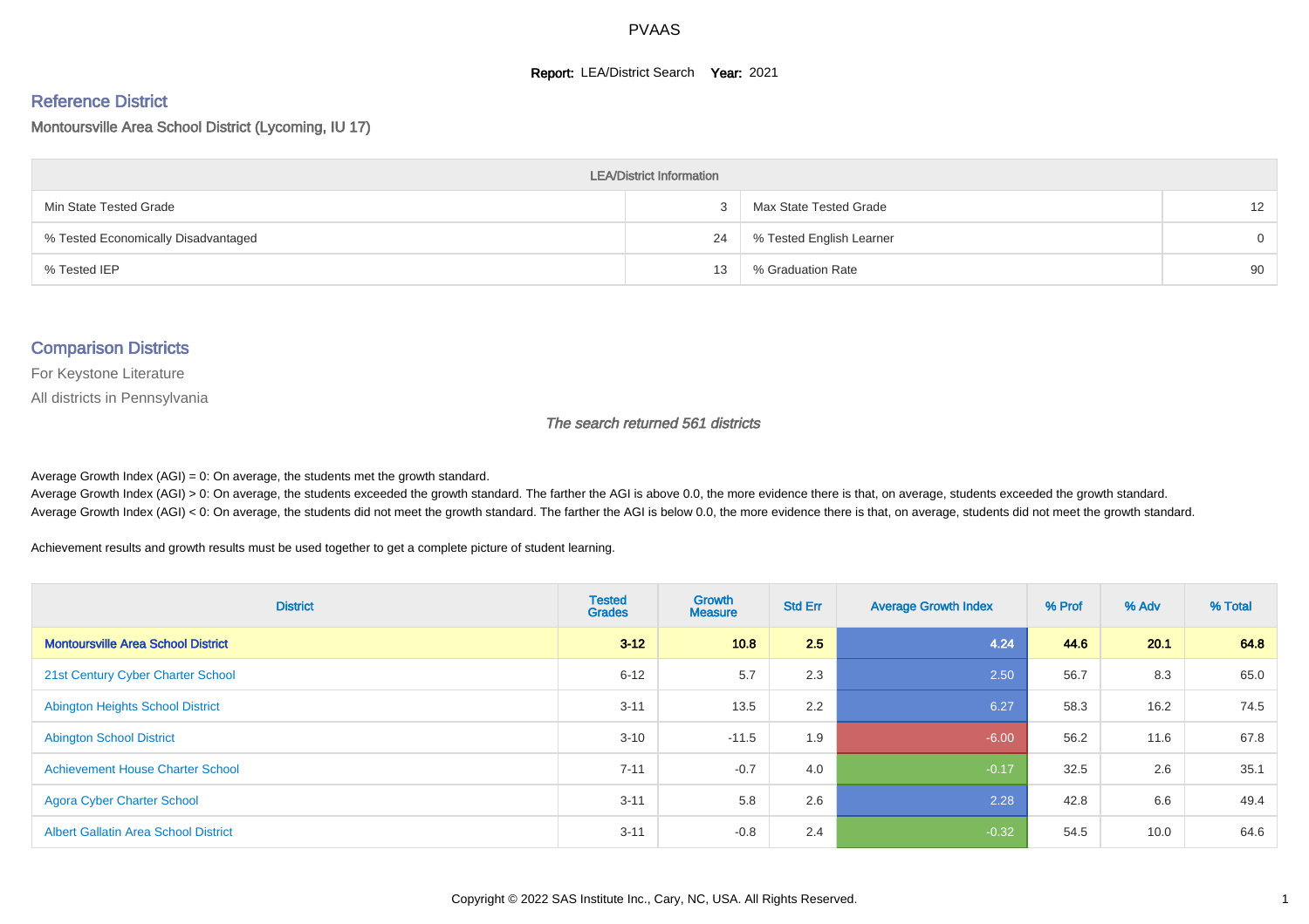# PVAAS

**Report:** LEA/District Search **Year:** 2021

## Reference District

Montoursville Area School District (Lycoming, IU 17)

| LEA/District Information | | | |
|---|---|---|---|
| Min State Tested Grade | 3 | Max State Tested Grade | 12 |
| % Tested Economically Disadvantaged | 24 | % Tested English Learner | 0 |
| % Tested IEP | 13 | % Graduation Rate | 90 |

## Comparison Districts

For Keystone Literature

All districts in Pennsylvania

*The search returned 561 districts*

Average Growth Index (AGI) = 0: On average, the students met the growth standard.

Average Growth Index (AGI) > 0: On average, the students exceeded the growth standard. The farther the AGI is above 0.0, the more evidence there is that, on average, students exceeded the growth standard.

Average Growth Index (AGI) < 0: On average, the students did not meet the growth standard. The farther the AGI is below 0.0, the more evidence there is that, on average, students did not meet the growth standard.

Achievement results and growth results must be used together to get a complete picture of student learning.

| District | Tested Grades | Growth Measure | Std Err | Average Growth Index | % Prof | % Adv | % Total |
|---|---|---|---|---|---|---|---|
| **Montoursville Area School District** | **3-12** | **10.8** | **2.5** | **4.24** | **44.6** | **20.1** | **64.8** |
| 21st Century Cyber Charter School | 6-12 | 5.7 | 2.3 | 2.50 | 56.7 | 8.3 | 65.0 |
| Abington Heights School District | 3-11 | 13.5 | 2.2 | 6.27 | 58.3 | 16.2 | 74.5 |
| Abington School District | 3-10 | -11.5 | 1.9 | -6.00 | 56.2 | 11.6 | 67.8 |
| Achievement House Charter School | 7-11 | -0.7 | 4.0 | -0.17 | 32.5 | 2.6 | 35.1 |
| Agora Cyber Charter School | 3-11 | 5.8 | 2.6 | 2.28 | 42.8 | 6.6 | 49.4 |
| Albert Gallatin Area School District | 3-11 | -0.8 | 2.4 | -0.32 | 54.5 | 10.0 | 64.6 |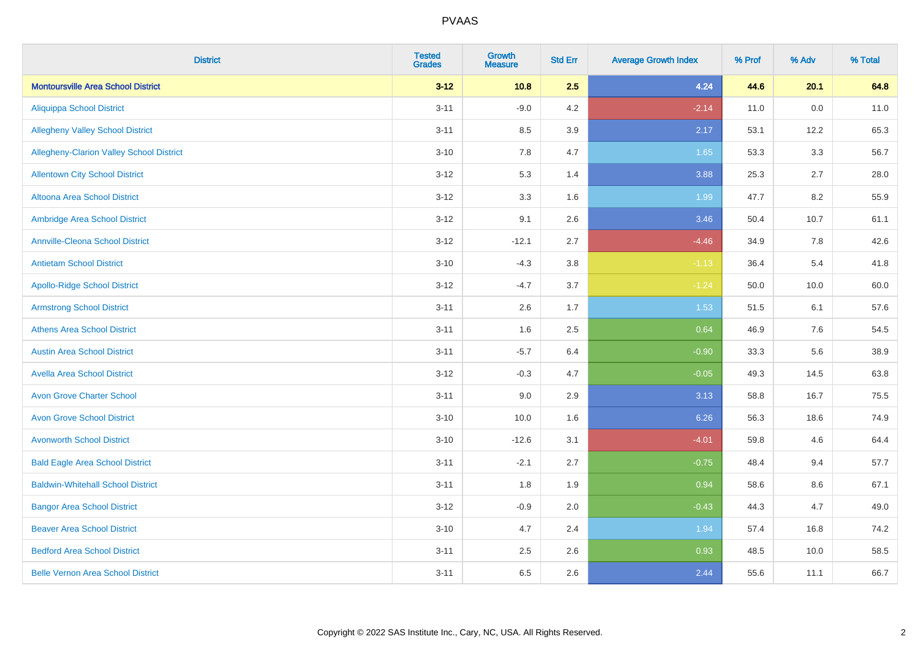PVAAS

| District | Tested Grades | Growth Measure | Std Err | Average Growth Index | % Prof | % Adv | % Total |
|---|---|---|---|---|---|---|---|
| **Montoursville Area School District** | **3-12** | **10.8** | **2.5** | **4.24** | **44.6** | **20.1** | **64.8** |
| Aliquippa School District | 3-11 | -9.0 | 4.2 | -2.14 | 11.0 | 0.0 | 11.0 |
| Allegheny Valley School District | 3-11 | 8.5 | 3.9 | 2.17 | 53.1 | 12.2 | 65.3 |
| Allegheny-Clarion Valley School District | 3-10 | 7.8 | 4.7 | 1.65 | 53.3 | 3.3 | 56.7 |
| Allentown City School District | 3-12 | 5.3 | 1.4 | 3.88 | 25.3 | 2.7 | 28.0 |
| Altoona Area School District | 3-12 | 3.3 | 1.6 | 1.99 | 47.7 | 8.2 | 55.9 |
| Ambridge Area School District | 3-12 | 9.1 | 2.6 | 3.46 | 50.4 | 10.7 | 61.1 |
| Annville-Cleona School District | 3-12 | -12.1 | 2.7 | -4.46 | 34.9 | 7.8 | 42.6 |
| Antietam School District | 3-10 | -4.3 | 3.8 | -1.13 | 36.4 | 5.4 | 41.8 |
| Apollo-Ridge School District | 3-12 | -4.7 | 3.7 | -1.24 | 50.0 | 10.0 | 60.0 |
| Armstrong School District | 3-11 | 2.6 | 1.7 | 1.53 | 51.5 | 6.1 | 57.6 |
| Athens Area School District | 3-11 | 1.6 | 2.5 | 0.64 | 46.9 | 7.6 | 54.5 |
| Austin Area School District | 3-11 | -5.7 | 6.4 | -0.90 | 33.3 | 5.6 | 38.9 |
| Avella Area School District | 3-12 | -0.3 | 4.7 | -0.05 | 49.3 | 14.5 | 63.8 |
| Avon Grove Charter School | 3-11 | 9.0 | 2.9 | 3.13 | 58.8 | 16.7 | 75.5 |
| Avon Grove School District | 3-10 | 10.0 | 1.6 | 6.26 | 56.3 | 18.6 | 74.9 |
| Avonworth School District | 3-10 | -12.6 | 3.1 | -4.01 | 59.8 | 4.6 | 64.4 |
| Bald Eagle Area School District | 3-11 | -2.1 | 2.7 | -0.75 | 48.4 | 9.4 | 57.7 |
| Baldwin-Whitehall School District | 3-11 | 1.8 | 1.9 | 0.94 | 58.6 | 8.6 | 67.1 |
| Bangor Area School District | 3-12 | -0.9 | 2.0 | -0.43 | 44.3 | 4.7 | 49.0 |
| Beaver Area School District | 3-10 | 4.7 | 2.4 | 1.94 | 57.4 | 16.8 | 74.2 |
| Bedford Area School District | 3-11 | 2.5 | 2.6 | 0.93 | 48.5 | 10.0 | 58.5 |
| Belle Vernon Area School District | 3-11 | 6.5 | 2.6 | 2.44 | 55.6 | 11.1 | 66.7 |

Copyright © 2022 SAS Institute Inc., Cary, NC, USA. All Rights Reserved.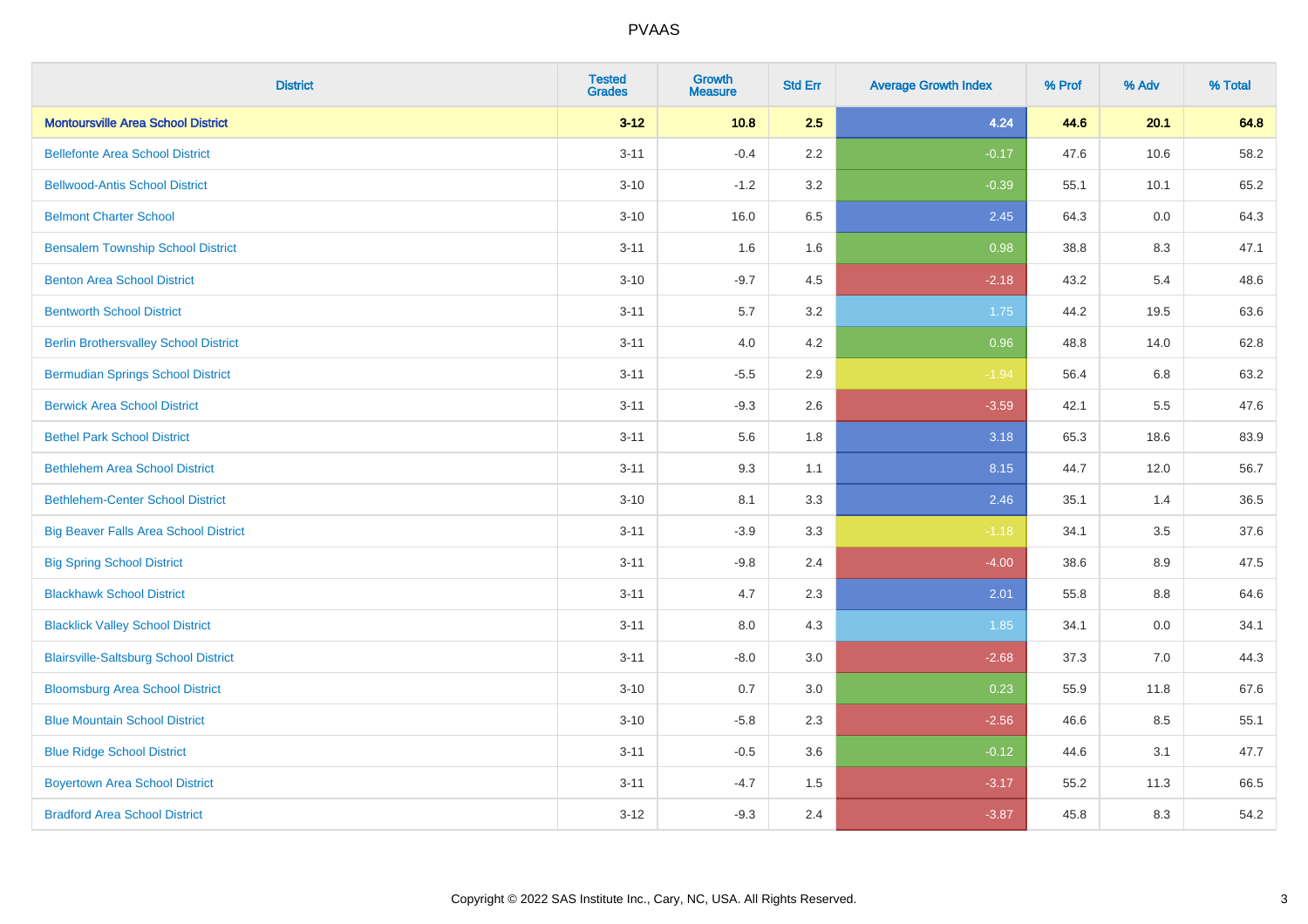# PVAAS

| District | Tested Grades | Growth Measure | Std Err | Average Growth Index | % Prof | % Adv | % Total |
|---|---|---|---|---|---|---|---|
| **Montoursville Area School District** | **3-12** | **10.8** | **2.5** | **4.24** | **44.6** | **20.1** | **64.8** |
| Bellefonte Area School District | 3-11 | -0.4 | 2.2 | -0.17 | 47.6 | 10.6 | 58.2 |
| Bellwood-Antis School District | 3-10 | -1.2 | 3.2 | -0.39 | 55.1 | 10.1 | 65.2 |
| Belmont Charter School | 3-10 | 16.0 | 6.5 | 2.45 | 64.3 | 0.0 | 64.3 |
| Bensalem Township School District | 3-11 | 1.6 | 1.6 | 0.98 | 38.8 | 8.3 | 47.1 |
| Benton Area School District | 3-10 | -9.7 | 4.5 | -2.18 | 43.2 | 5.4 | 48.6 |
| Bentworth School District | 3-11 | 5.7 | 3.2 | 1.75 | 44.2 | 19.5 | 63.6 |
| Berlin Brothersvalley School District | 3-11 | 4.0 | 4.2 | 0.96 | 48.8 | 14.0 | 62.8 |
| Bermudian Springs School District | 3-11 | -5.5 | 2.9 | -1.94 | 56.4 | 6.8 | 63.2 |
| Berwick Area School District | 3-11 | -9.3 | 2.6 | -3.59 | 42.1 | 5.5 | 47.6 |
| Bethel Park School District | 3-11 | 5.6 | 1.8 | 3.18 | 65.3 | 18.6 | 83.9 |
| Bethlehem Area School District | 3-11 | 9.3 | 1.1 | 8.15 | 44.7 | 12.0 | 56.7 |
| Bethlehem-Center School District | 3-10 | 8.1 | 3.3 | 2.46 | 35.1 | 1.4 | 36.5 |
| Big Beaver Falls Area School District | 3-11 | -3.9 | 3.3 | -1.18 | 34.1 | 3.5 | 37.6 |
| Big Spring School District | 3-11 | -9.8 | 2.4 | -4.00 | 38.6 | 8.9 | 47.5 |
| Blackhawk School District | 3-11 | 4.7 | 2.3 | 2.01 | 55.8 | 8.8 | 64.6 |
| Blacklick Valley School District | 3-11 | 8.0 | 4.3 | 1.85 | 34.1 | 0.0 | 34.1 |
| Blairsville-Saltsburg School District | 3-11 | -8.0 | 3.0 | -2.68 | 37.3 | 7.0 | 44.3 |
| Bloomsburg Area School District | 3-10 | 0.7 | 3.0 | 0.23 | 55.9 | 11.8 | 67.6 |
| Blue Mountain School District | 3-10 | -5.8 | 2.3 | -2.56 | 46.6 | 8.5 | 55.1 |
| Blue Ridge School District | 3-11 | -0.5 | 3.6 | -0.12 | 44.6 | 3.1 | 47.7 |
| Boyertown Area School District | 3-11 | -4.7 | 1.5 | -3.17 | 55.2 | 11.3 | 66.5 |
| Bradford Area School District | 3-12 | -9.3 | 2.4 | -3.87 | 45.8 | 8.3 | 54.2 |

Copyright © 2022 SAS Institute Inc., Cary, NC, USA. All Rights Reserved.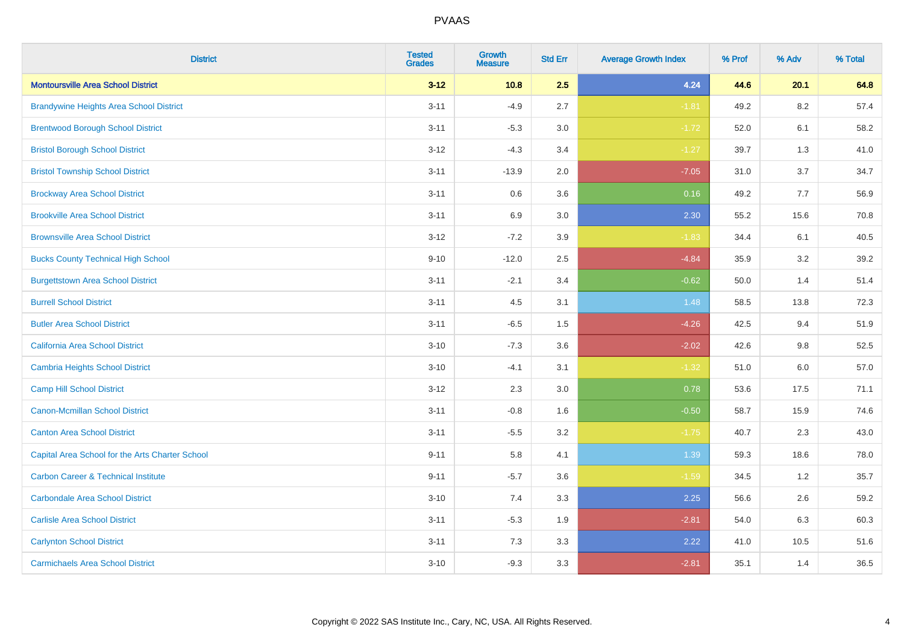| District | Tested Grades | Growth Measure | Std Err | Average Growth Index | % Prof | % Adv | % Total |
|---|---|---|---|---|---|---|---|
| **Montoursville Area School District** | **3-12** | **10.8** | **2.5** | **4.24** | **44.6** | **20.1** | **64.8** |
| Brandywine Heights Area School District | 3-11 | -4.9 | 2.7 | -1.81 | 49.2 | 8.2 | 57.4 |
| Brentwood Borough School District | 3-11 | -5.3 | 3.0 | -1.72 | 52.0 | 6.1 | 58.2 |
| Bristol Borough School District | 3-12 | -4.3 | 3.4 | -1.27 | 39.7 | 1.3 | 41.0 |
| Bristol Township School District | 3-11 | -13.9 | 2.0 | -7.05 | 31.0 | 3.7 | 34.7 |
| Brockway Area School District | 3-11 | 0.6 | 3.6 | 0.16 | 49.2 | 7.7 | 56.9 |
| Brookville Area School District | 3-11 | 6.9 | 3.0 | 2.30 | 55.2 | 15.6 | 70.8 |
| Brownsville Area School District | 3-12 | -7.2 | 3.9 | -1.83 | 34.4 | 6.1 | 40.5 |
| Bucks County Technical High School | 9-10 | -12.0 | 2.5 | -4.84 | 35.9 | 3.2 | 39.2 |
| Burgettstown Area School District | 3-11 | -2.1 | 3.4 | -0.62 | 50.0 | 1.4 | 51.4 |
| Burrell School District | 3-11 | 4.5 | 3.1 | 1.48 | 58.5 | 13.8 | 72.3 |
| Butler Area School District | 3-11 | -6.5 | 1.5 | -4.26 | 42.5 | 9.4 | 51.9 |
| California Area School District | 3-10 | -7.3 | 3.6 | -2.02 | 42.6 | 9.8 | 52.5 |
| Cambria Heights School District | 3-10 | -4.1 | 3.1 | -1.32 | 51.0 | 6.0 | 57.0 |
| Camp Hill School District | 3-12 | 2.3 | 3.0 | 0.78 | 53.6 | 17.5 | 71.1 |
| Canon-Mcmillan School District | 3-11 | -0.8 | 1.6 | -0.50 | 58.7 | 15.9 | 74.6 |
| Canton Area School District | 3-11 | -5.5 | 3.2 | -1.75 | 40.7 | 2.3 | 43.0 |
| Capital Area School for the Arts Charter School | 9-11 | 5.8 | 4.1 | 1.39 | 59.3 | 18.6 | 78.0 |
| Carbon Career & Technical Institute | 9-11 | -5.7 | 3.6 | -1.59 | 34.5 | 1.2 | 35.7 |
| Carbondale Area School District | 3-10 | 7.4 | 3.3 | 2.25 | 56.6 | 2.6 | 59.2 |
| Carlisle Area School District | 3-11 | -5.3 | 1.9 | -2.81 | 54.0 | 6.3 | 60.3 |
| Carlynton School District | 3-11 | 7.3 | 3.3 | 2.22 | 41.0 | 10.5 | 51.6 |
| Carmichaels Area School District | 3-10 | -9.3 | 3.3 | -2.81 | 35.1 | 1.4 | 36.5 |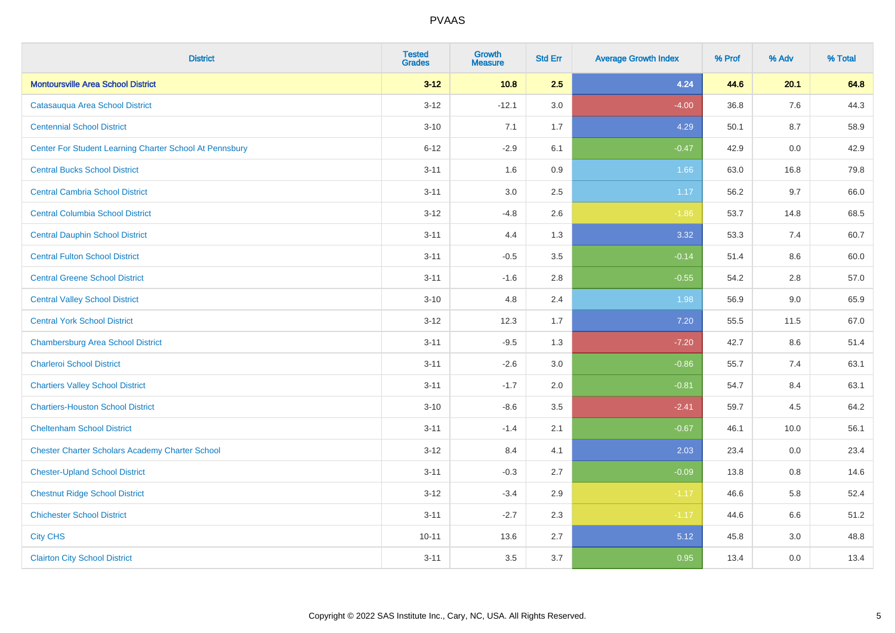# PVAAS

| District | Tested Grades | Growth Measure | Std Err | Average Growth Index | % Prof | % Adv | % Total |
|---|---|---|---|---|---|---|---|
| **Montoursville Area School District** | **3-12** | **10.8** | **2.5** | **4.24** | **44.6** | **20.1** | **64.8** |
| Catasauqua Area School District | 3-12 | -12.1 | 3.0 | -4.00 | 36.8 | 7.6 | 44.3 |
| Centennial School District | 3-10 | 7.1 | 1.7 | 4.29 | 50.1 | 8.7 | 58.9 |
| Center For Student Learning Charter School At Pennsbury | 6-12 | -2.9 | 6.1 | -0.47 | 42.9 | 0.0 | 42.9 |
| Central Bucks School District | 3-11 | 1.6 | 0.9 | 1.66 | 63.0 | 16.8 | 79.8 |
| Central Cambria School District | 3-11 | 3.0 | 2.5 | 1.17 | 56.2 | 9.7 | 66.0 |
| Central Columbia School District | 3-12 | -4.8 | 2.6 | -1.86 | 53.7 | 14.8 | 68.5 |
| Central Dauphin School District | 3-11 | 4.4 | 1.3 | 3.32 | 53.3 | 7.4 | 60.7 |
| Central Fulton School District | 3-11 | -0.5 | 3.5 | -0.14 | 51.4 | 8.6 | 60.0 |
| Central Greene School District | 3-11 | -1.6 | 2.8 | -0.55 | 54.2 | 2.8 | 57.0 |
| Central Valley School District | 3-10 | 4.8 | 2.4 | 1.98 | 56.9 | 9.0 | 65.9 |
| Central York School District | 3-12 | 12.3 | 1.7 | 7.20 | 55.5 | 11.5 | 67.0 |
| Chambersburg Area School District | 3-11 | -9.5 | 1.3 | -7.20 | 42.7 | 8.6 | 51.4 |
| Charleroi School District | 3-11 | -2.6 | 3.0 | -0.86 | 55.7 | 7.4 | 63.1 |
| Chartiers Valley School District | 3-11 | -1.7 | 2.0 | -0.81 | 54.7 | 8.4 | 63.1 |
| Chartiers-Houston School District | 3-10 | -8.6 | 3.5 | -2.41 | 59.7 | 4.5 | 64.2 |
| Cheltenham School District | 3-11 | -1.4 | 2.1 | -0.67 | 46.1 | 10.0 | 56.1 |
| Chester Charter Scholars Academy Charter School | 3-12 | 8.4 | 4.1 | 2.03 | 23.4 | 0.0 | 23.4 |
| Chester-Upland School District | 3-11 | -0.3 | 2.7 | -0.09 | 13.8 | 0.8 | 14.6 |
| Chestnut Ridge School District | 3-12 | -3.4 | 2.9 | -1.17 | 46.6 | 5.8 | 52.4 |
| Chichester School District | 3-11 | -2.7 | 2.3 | -1.17 | 44.6 | 6.6 | 51.2 |
| City CHS | 10-11 | 13.6 | 2.7 | 5.12 | 45.8 | 3.0 | 48.8 |
| Clairton City School District | 3-11 | 3.5 | 3.7 | 0.95 | 13.4 | 0.0 | 13.4 |

Copyright © 2022 SAS Institute Inc., Cary, NC, USA. All Rights Reserved.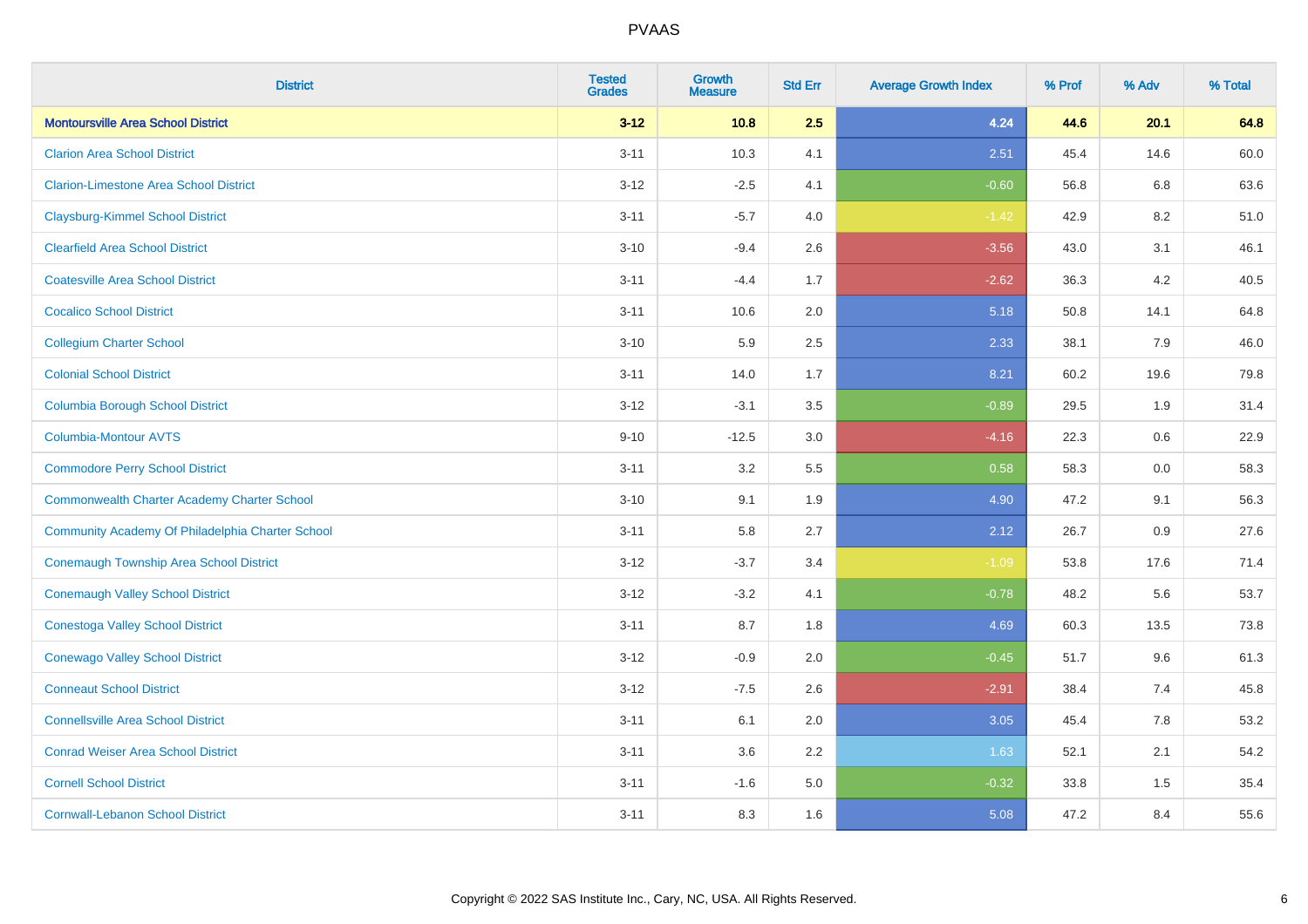| District | Tested Grades | Growth Measure | Std Err | Average Growth Index | % Prof | % Adv | % Total |
|---|---|---|---|---|---|---|---|
| **Montoursville Area School District** | **3-12** | **10.8** | **2.5** | **4.24** | **44.6** | **20.1** | **64.8** |
| Clarion Area School District | 3-11 | 10.3 | 4.1 | 2.51 | 45.4 | 14.6 | 60.0 |
| Clarion-Limestone Area School District | 3-12 | -2.5 | 4.1 | -0.60 | 56.8 | 6.8 | 63.6 |
| Claysburg-Kimmel School District | 3-11 | -5.7 | 4.0 | -1.42 | 42.9 | 8.2 | 51.0 |
| Clearfield Area School District | 3-10 | -9.4 | 2.6 | -3.56 | 43.0 | 3.1 | 46.1 |
| Coatesville Area School District | 3-11 | -4.4 | 1.7 | -2.62 | 36.3 | 4.2 | 40.5 |
| Cocalico School District | 3-11 | 10.6 | 2.0 | 5.18 | 50.8 | 14.1 | 64.8 |
| Collegium Charter School | 3-10 | 5.9 | 2.5 | 2.33 | 38.1 | 7.9 | 46.0 |
| Colonial School District | 3-11 | 14.0 | 1.7 | 8.21 | 60.2 | 19.6 | 79.8 |
| Columbia Borough School District | 3-12 | -3.1 | 3.5 | -0.89 | 29.5 | 1.9 | 31.4 |
| Columbia-Montour AVTS | 9-10 | -12.5 | 3.0 | -4.16 | 22.3 | 0.6 | 22.9 |
| Commodore Perry School District | 3-11 | 3.2 | 5.5 | 0.58 | 58.3 | 0.0 | 58.3 |
| Commonwealth Charter Academy Charter School | 3-10 | 9.1 | 1.9 | 4.90 | 47.2 | 9.1 | 56.3 |
| Community Academy Of Philadelphia Charter School | 3-11 | 5.8 | 2.7 | 2.12 | 26.7 | 0.9 | 27.6 |
| Conemaugh Township Area School District | 3-12 | -3.7 | 3.4 | -1.09 | 53.8 | 17.6 | 71.4 |
| Conemaugh Valley School District | 3-12 | -3.2 | 4.1 | -0.78 | 48.2 | 5.6 | 53.7 |
| Conestoga Valley School District | 3-11 | 8.7 | 1.8 | 4.69 | 60.3 | 13.5 | 73.8 |
| Conewago Valley School District | 3-12 | -0.9 | 2.0 | -0.45 | 51.7 | 9.6 | 61.3 |
| Conneaut School District | 3-12 | -7.5 | 2.6 | -2.91 | 38.4 | 7.4 | 45.8 |
| Connellsville Area School District | 3-11 | 6.1 | 2.0 | 3.05 | 45.4 | 7.8 | 53.2 |
| Conrad Weiser Area School District | 3-11 | 3.6 | 2.2 | 1.63 | 52.1 | 2.1 | 54.2 |
| Cornell School District | 3-11 | -1.6 | 5.0 | -0.32 | 33.8 | 1.5 | 35.4 |
| Cornwall-Lebanon School District | 3-11 | 8.3 | 1.6 | 5.08 | 47.2 | 8.4 | 55.6 |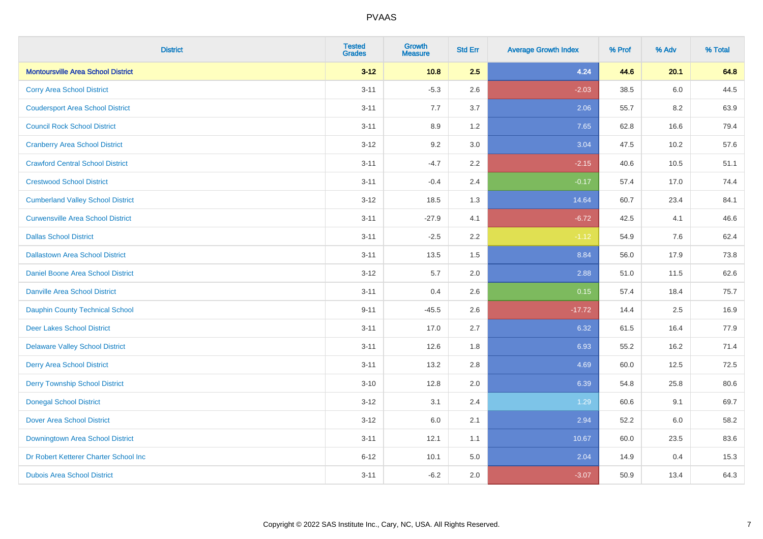# PVAAS

| District | Tested Grades | Growth Measure | Std Err | Average Growth Index | % Prof | % Adv | % Total |
|---|---|---|---|---|---|---|---|
| **Montoursville Area School District** | **3-12** | **10.8** | **2.5** | **4.24** | **44.6** | **20.1** | **64.8** |
| Corry Area School District | 3-11 | -5.3 | 2.6 | -2.03 | 38.5 | 6.0 | 44.5 |
| Coudersport Area School District | 3-11 | 7.7 | 3.7 | 2.06 | 55.7 | 8.2 | 63.9 |
| Council Rock School District | 3-11 | 8.9 | 1.2 | 7.65 | 62.8 | 16.6 | 79.4 |
| Cranberry Area School District | 3-12 | 9.2 | 3.0 | 3.04 | 47.5 | 10.2 | 57.6 |
| Crawford Central School District | 3-11 | -4.7 | 2.2 | -2.15 | 40.6 | 10.5 | 51.1 |
| Crestwood School District | 3-11 | -0.4 | 2.4 | -0.17 | 57.4 | 17.0 | 74.4 |
| Cumberland Valley School District | 3-12 | 18.5 | 1.3 | 14.64 | 60.7 | 23.4 | 84.1 |
| Curwensville Area School District | 3-11 | -27.9 | 4.1 | -6.72 | 42.5 | 4.1 | 46.6 |
| Dallas School District | 3-11 | -2.5 | 2.2 | -1.12 | 54.9 | 7.6 | 62.4 |
| Dallastown Area School District | 3-11 | 13.5 | 1.5 | 8.84 | 56.0 | 17.9 | 73.8 |
| Daniel Boone Area School District | 3-12 | 5.7 | 2.0 | 2.88 | 51.0 | 11.5 | 62.6 |
| Danville Area School District | 3-11 | 0.4 | 2.6 | 0.15 | 57.4 | 18.4 | 75.7 |
| Dauphin County Technical School | 9-11 | -45.5 | 2.6 | -17.72 | 14.4 | 2.5 | 16.9 |
| Deer Lakes School District | 3-11 | 17.0 | 2.7 | 6.32 | 61.5 | 16.4 | 77.9 |
| Delaware Valley School District | 3-11 | 12.6 | 1.8 | 6.93 | 55.2 | 16.2 | 71.4 |
| Derry Area School District | 3-11 | 13.2 | 2.8 | 4.69 | 60.0 | 12.5 | 72.5 |
| Derry Township School District | 3-10 | 12.8 | 2.0 | 6.39 | 54.8 | 25.8 | 80.6 |
| Donegal School District | 3-12 | 3.1 | 2.4 | 1.29 | 60.6 | 9.1 | 69.7 |
| Dover Area School District | 3-12 | 6.0 | 2.1 | 2.94 | 52.2 | 6.0 | 58.2 |
| Downingtown Area School District | 3-11 | 12.1 | 1.1 | 10.67 | 60.0 | 23.5 | 83.6 |
| Dr Robert Ketterer Charter School Inc | 6-12 | 10.1 | 5.0 | 2.04 | 14.9 | 0.4 | 15.3 |
| Dubois Area School District | 3-11 | -6.2 | 2.0 | -3.07 | 50.9 | 13.4 | 64.3 |

Copyright © 2022 SAS Institute Inc., Cary, NC, USA. All Rights Reserved.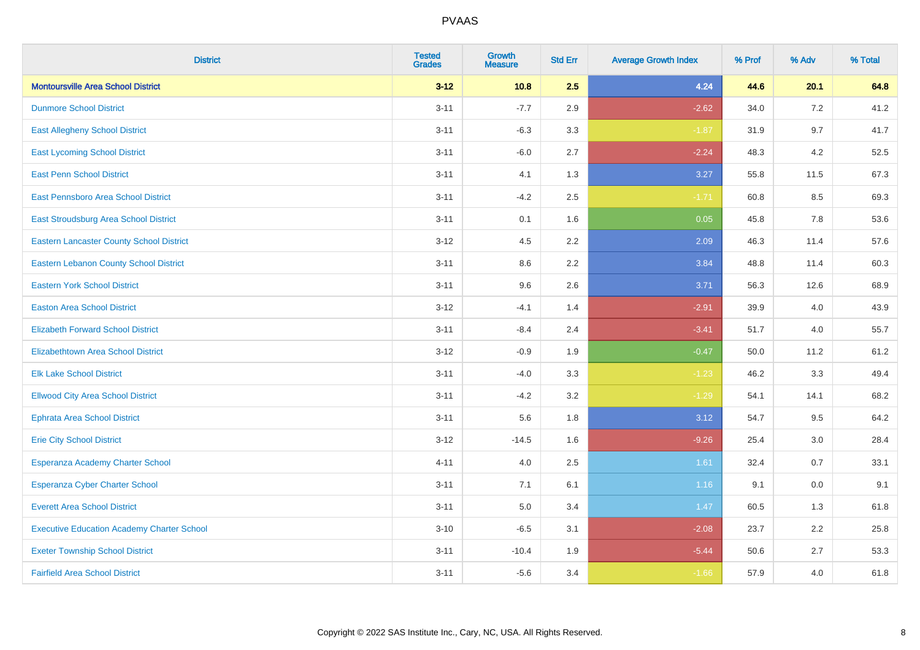| District | Tested Grades | Growth Measure | Std Err | Average Growth Index | % Prof | % Adv | % Total |
|---|---|---|---|---|---|---|---|
| **Montoursville Area School District** | **3-12** | **10.8** | **2.5** | **4.24** | **44.6** | **20.1** | **64.8** |
| Dunmore School District | 3-11 | -7.7 | 2.9 | -2.62 | 34.0 | 7.2 | 41.2 |
| East Allegheny School District | 3-11 | -6.3 | 3.3 | -1.87 | 31.9 | 9.7 | 41.7 |
| East Lycoming School District | 3-11 | -6.0 | 2.7 | -2.24 | 48.3 | 4.2 | 52.5 |
| East Penn School District | 3-11 | 4.1 | 1.3 | 3.27 | 55.8 | 11.5 | 67.3 |
| East Pennsboro Area School District | 3-11 | -4.2 | 2.5 | -1.71 | 60.8 | 8.5 | 69.3 |
| East Stroudsburg Area School District | 3-11 | 0.1 | 1.6 | 0.05 | 45.8 | 7.8 | 53.6 |
| Eastern Lancaster County School District | 3-12 | 4.5 | 2.2 | 2.09 | 46.3 | 11.4 | 57.6 |
| Eastern Lebanon County School District | 3-11 | 8.6 | 2.2 | 3.84 | 48.8 | 11.4 | 60.3 |
| Eastern York School District | 3-11 | 9.6 | 2.6 | 3.71 | 56.3 | 12.6 | 68.9 |
| Easton Area School District | 3-12 | -4.1 | 1.4 | -2.91 | 39.9 | 4.0 | 43.9 |
| Elizabeth Forward School District | 3-11 | -8.4 | 2.4 | -3.41 | 51.7 | 4.0 | 55.7 |
| Elizabethtown Area School District | 3-12 | -0.9 | 1.9 | -0.47 | 50.0 | 11.2 | 61.2 |
| Elk Lake School District | 3-11 | -4.0 | 3.3 | -1.23 | 46.2 | 3.3 | 49.4 |
| Ellwood City Area School District | 3-11 | -4.2 | 3.2 | -1.29 | 54.1 | 14.1 | 68.2 |
| Ephrata Area School District | 3-11 | 5.6 | 1.8 | 3.12 | 54.7 | 9.5 | 64.2 |
| Erie City School District | 3-12 | -14.5 | 1.6 | -9.26 | 25.4 | 3.0 | 28.4 |
| Esperanza Academy Charter School | 4-11 | 4.0 | 2.5 | 1.61 | 32.4 | 0.7 | 33.1 |
| Esperanza Cyber Charter School | 3-11 | 7.1 | 6.1 | 1.16 | 9.1 | 0.0 | 9.1 |
| Everett Area School District | 3-11 | 5.0 | 3.4 | 1.47 | 60.5 | 1.3 | 61.8 |
| Executive Education Academy Charter School | 3-10 | -6.5 | 3.1 | -2.08 | 23.7 | 2.2 | 25.8 |
| Exeter Township School District | 3-11 | -10.4 | 1.9 | -5.44 | 50.6 | 2.7 | 53.3 |
| Fairfield Area School District | 3-11 | -5.6 | 3.4 | -1.66 | 57.9 | 4.0 | 61.8 |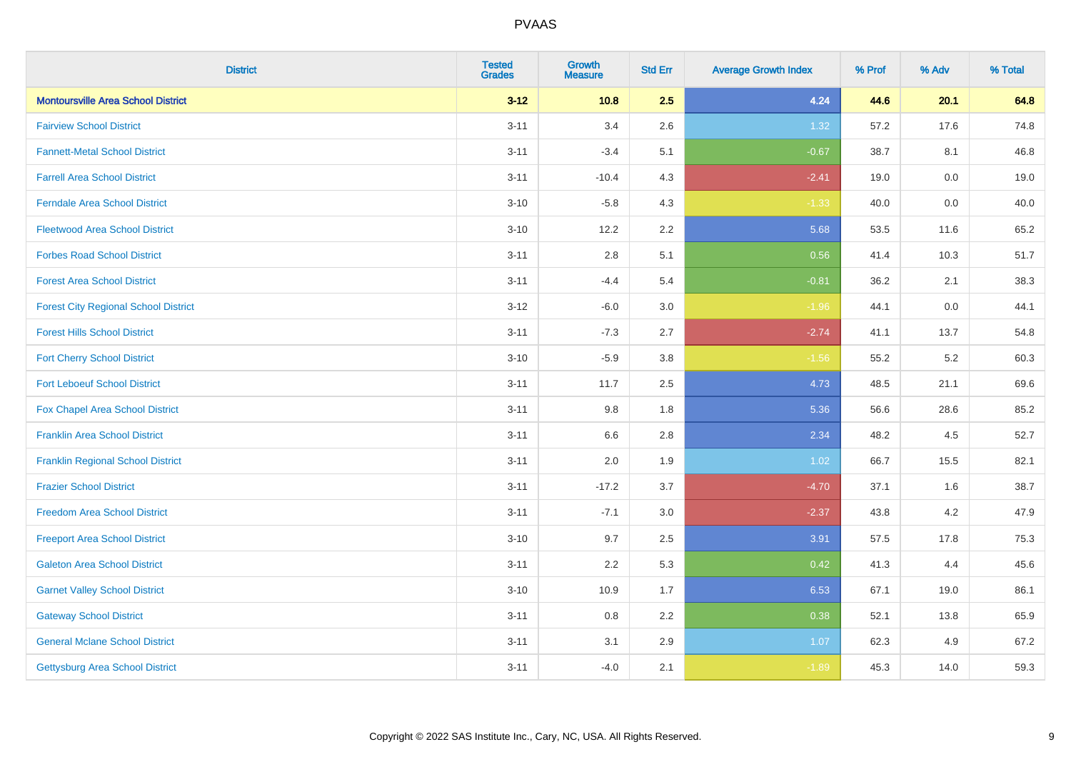# PVAAS

| District | Tested Grades | Growth Measure | Std Err | Average Growth Index | % Prof | % Adv | % Total |
|---|---|---|---|---|---|---|---|
| **Montoursville Area School District** | **3-12** | **10.8** | **2.5** | **4.24** | **44.6** | **20.1** | **64.8** |
| Fairview School District | 3-11 | 3.4 | 2.6 | 1.32 | 57.2 | 17.6 | 74.8 |
| Fannett-Metal School District | 3-11 | -3.4 | 5.1 | -0.67 | 38.7 | 8.1 | 46.8 |
| Farrell Area School District | 3-11 | -10.4 | 4.3 | -2.41 | 19.0 | 0.0 | 19.0 |
| Ferndale Area School District | 3-10 | -5.8 | 4.3 | -1.33 | 40.0 | 0.0 | 40.0 |
| Fleetwood Area School District | 3-10 | 12.2 | 2.2 | 5.68 | 53.5 | 11.6 | 65.2 |
| Forbes Road School District | 3-11 | 2.8 | 5.1 | 0.56 | 41.4 | 10.3 | 51.7 |
| Forest Area School District | 3-11 | -4.4 | 5.4 | -0.81 | 36.2 | 2.1 | 38.3 |
| Forest City Regional School District | 3-12 | -6.0 | 3.0 | -1.96 | 44.1 | 0.0 | 44.1 |
| Forest Hills School District | 3-11 | -7.3 | 2.7 | -2.74 | 41.1 | 13.7 | 54.8 |
| Fort Cherry School District | 3-10 | -5.9 | 3.8 | -1.56 | 55.2 | 5.2 | 60.3 |
| Fort Leboeuf School District | 3-11 | 11.7 | 2.5 | 4.73 | 48.5 | 21.1 | 69.6 |
| Fox Chapel Area School District | 3-11 | 9.8 | 1.8 | 5.36 | 56.6 | 28.6 | 85.2 |
| Franklin Area School District | 3-11 | 6.6 | 2.8 | 2.34 | 48.2 | 4.5 | 52.7 |
| Franklin Regional School District | 3-11 | 2.0 | 1.9 | 1.02 | 66.7 | 15.5 | 82.1 |
| Frazier School District | 3-11 | -17.2 | 3.7 | -4.70 | 37.1 | 1.6 | 38.7 |
| Freedom Area School District | 3-11 | -7.1 | 3.0 | -2.37 | 43.8 | 4.2 | 47.9 |
| Freeport Area School District | 3-10 | 9.7 | 2.5 | 3.91 | 57.5 | 17.8 | 75.3 |
| Galeton Area School District | 3-11 | 2.2 | 5.3 | 0.42 | 41.3 | 4.4 | 45.6 |
| Garnet Valley School District | 3-10 | 10.9 | 1.7 | 6.53 | 67.1 | 19.0 | 86.1 |
| Gateway School District | 3-11 | 0.8 | 2.2 | 0.38 | 52.1 | 13.8 | 65.9 |
| General Mclane School District | 3-11 | 3.1 | 2.9 | 1.07 | 62.3 | 4.9 | 67.2 |
| Gettysburg Area School District | 3-11 | -4.0 | 2.1 | -1.89 | 45.3 | 14.0 | 59.3 |

Copyright © 2022 SAS Institute Inc., Cary, NC, USA. All Rights Reserved.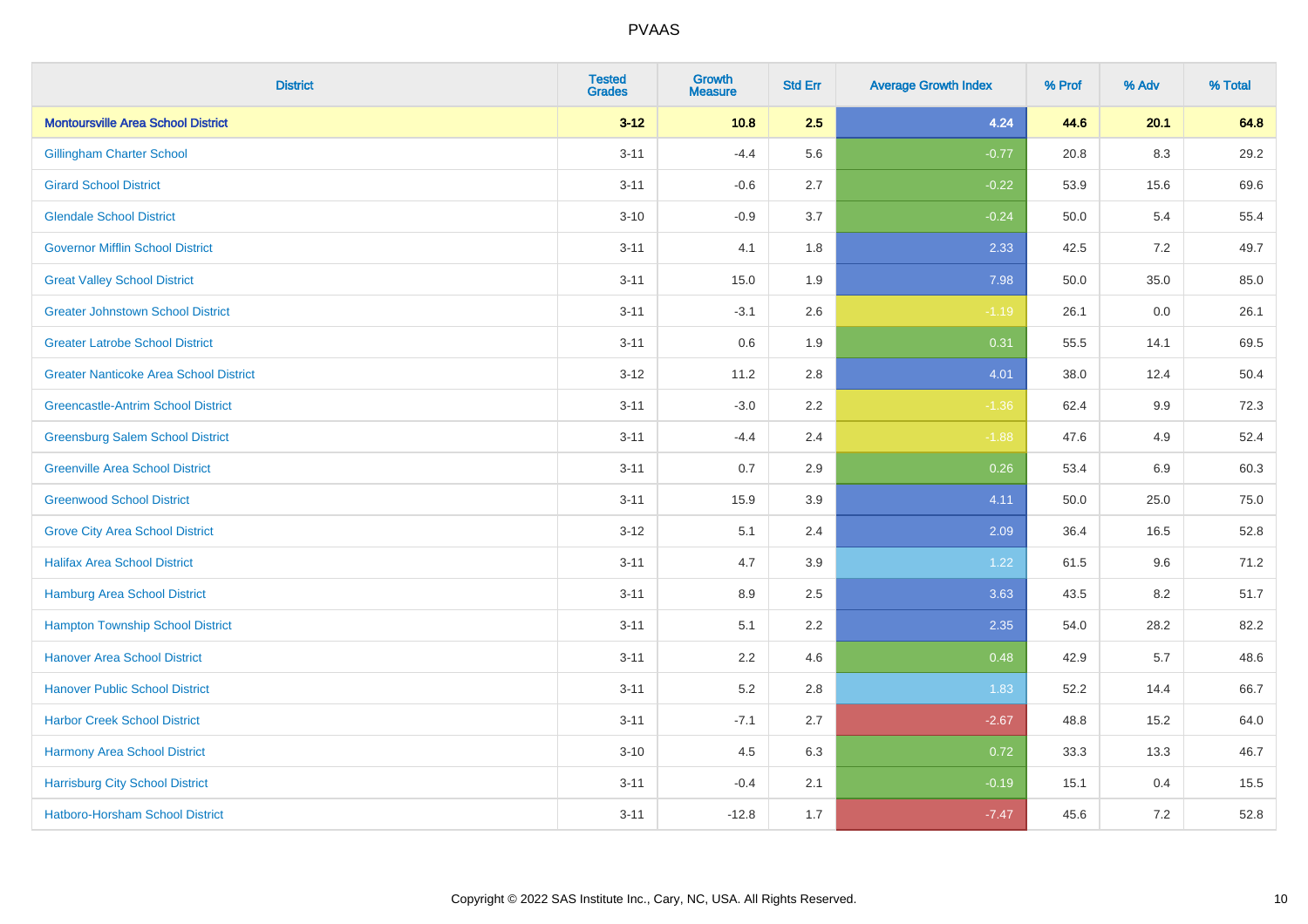| District | Tested Grades | Growth Measure | Std Err | Average Growth Index | % Prof | % Adv | % Total |
|---|---|---|---|---|---|---|---|
| **Montoursville Area School District** | **3-12** | **10.8** | **2.5** | **4.24** | **44.6** | **20.1** | **64.8** |
| Gillingham Charter School | 3-11 | -4.4 | 5.6 | -0.77 | 20.8 | 8.3 | 29.2 |
| Girard School District | 3-11 | -0.6 | 2.7 | -0.22 | 53.9 | 15.6 | 69.6 |
| Glendale School District | 3-10 | -0.9 | 3.7 | -0.24 | 50.0 | 5.4 | 55.4 |
| Governor Mifflin School District | 3-11 | 4.1 | 1.8 | 2.33 | 42.5 | 7.2 | 49.7 |
| Great Valley School District | 3-11 | 15.0 | 1.9 | 7.98 | 50.0 | 35.0 | 85.0 |
| Greater Johnstown School District | 3-11 | -3.1 | 2.6 | -1.19 | 26.1 | 0.0 | 26.1 |
| Greater Latrobe School District | 3-11 | 0.6 | 1.9 | 0.31 | 55.5 | 14.1 | 69.5 |
| Greater Nanticoke Area School District | 3-12 | 11.2 | 2.8 | 4.01 | 38.0 | 12.4 | 50.4 |
| Greencastle-Antrim School District | 3-11 | -3.0 | 2.2 | -1.36 | 62.4 | 9.9 | 72.3 |
| Greensburg Salem School District | 3-11 | -4.4 | 2.4 | -1.88 | 47.6 | 4.9 | 52.4 |
| Greenville Area School District | 3-11 | 0.7 | 2.9 | 0.26 | 53.4 | 6.9 | 60.3 |
| Greenwood School District | 3-11 | 15.9 | 3.9 | 4.11 | 50.0 | 25.0 | 75.0 |
| Grove City Area School District | 3-12 | 5.1 | 2.4 | 2.09 | 36.4 | 16.5 | 52.8 |
| Halifax Area School District | 3-11 | 4.7 | 3.9 | 1.22 | 61.5 | 9.6 | 71.2 |
| Hamburg Area School District | 3-11 | 8.9 | 2.5 | 3.63 | 43.5 | 8.2 | 51.7 |
| Hampton Township School District | 3-11 | 5.1 | 2.2 | 2.35 | 54.0 | 28.2 | 82.2 |
| Hanover Area School District | 3-11 | 2.2 | 4.6 | 0.48 | 42.9 | 5.7 | 48.6 |
| Hanover Public School District | 3-11 | 5.2 | 2.8 | 1.83 | 52.2 | 14.4 | 66.7 |
| Harbor Creek School District | 3-11 | -7.1 | 2.7 | -2.67 | 48.8 | 15.2 | 64.0 |
| Harmony Area School District | 3-10 | 4.5 | 6.3 | 0.72 | 33.3 | 13.3 | 46.7 |
| Harrisburg City School District | 3-11 | -0.4 | 2.1 | -0.19 | 15.1 | 0.4 | 15.5 |
| Hatboro-Horsham School District | 3-11 | -12.8 | 1.7 | -7.47 | 45.6 | 7.2 | 52.8 |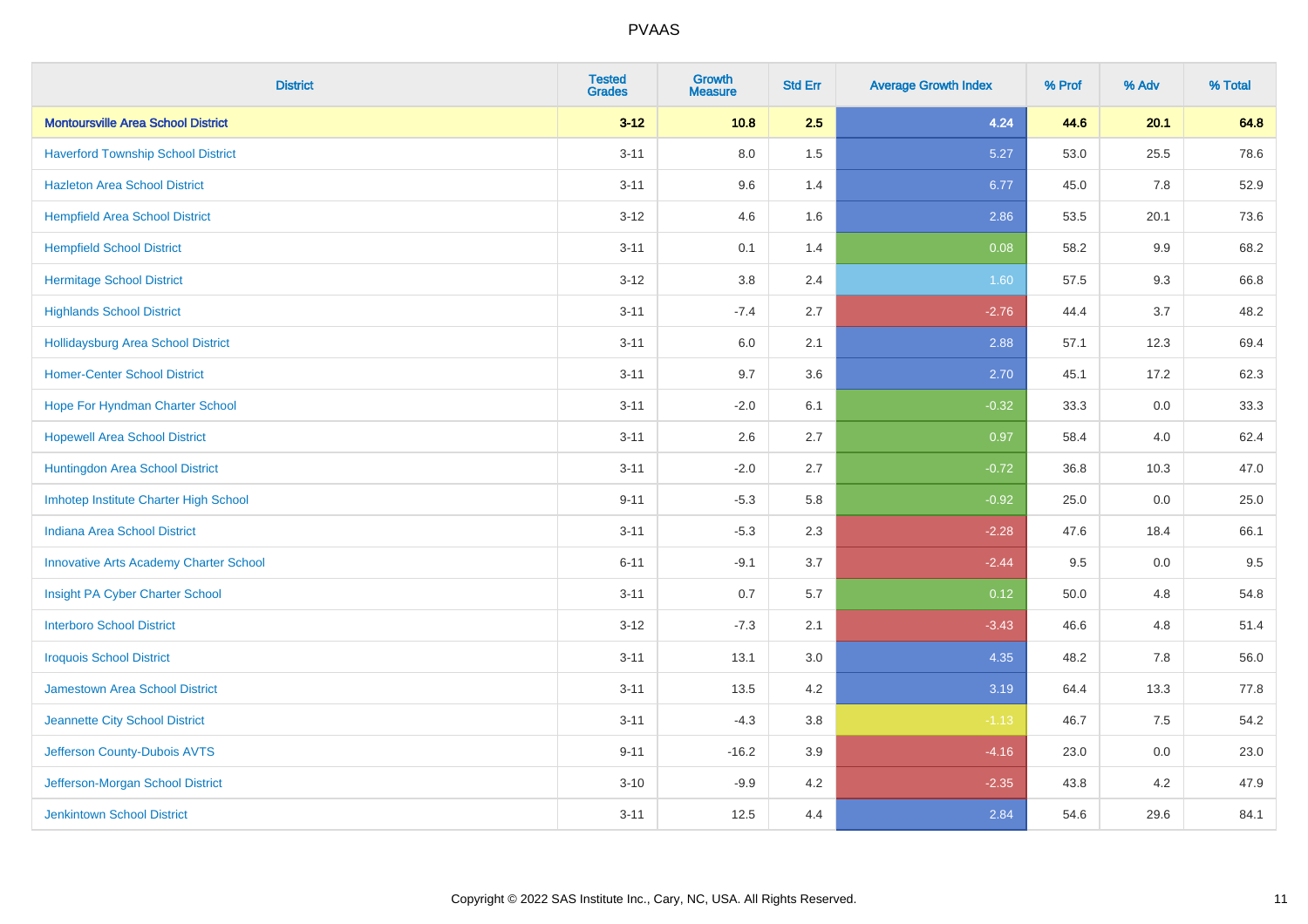# PVAAS

| District | Tested Grades | Growth Measure | Std Err | Average Growth Index | % Prof | % Adv | % Total |
|---|---|---|---|---|---|---|---|
| **Montoursville Area School District** | **3-12** | **10.8** | **2.5** | **4.24** | **44.6** | **20.1** | **64.8** |
| Haverford Township School District | 3-11 | 8.0 | 1.5 | 5.27 | 53.0 | 25.5 | 78.6 |
| Hazleton Area School District | 3-11 | 9.6 | 1.4 | 6.77 | 45.0 | 7.8 | 52.9 |
| Hempfield Area School District | 3-12 | 4.6 | 1.6 | 2.86 | 53.5 | 20.1 | 73.6 |
| Hempfield School District | 3-11 | 0.1 | 1.4 | 0.08 | 58.2 | 9.9 | 68.2 |
| Hermitage School District | 3-12 | 3.8 | 2.4 | 1.60 | 57.5 | 9.3 | 66.8 |
| Highlands School District | 3-11 | -7.4 | 2.7 | -2.76 | 44.4 | 3.7 | 48.2 |
| Hollidaysburg Area School District | 3-11 | 6.0 | 2.1 | 2.88 | 57.1 | 12.3 | 69.4 |
| Homer-Center School District | 3-11 | 9.7 | 3.6 | 2.70 | 45.1 | 17.2 | 62.3 |
| Hope For Hyndman Charter School | 3-11 | -2.0 | 6.1 | -0.32 | 33.3 | 0.0 | 33.3 |
| Hopewell Area School District | 3-11 | 2.6 | 2.7 | 0.97 | 58.4 | 4.0 | 62.4 |
| Huntingdon Area School District | 3-11 | -2.0 | 2.7 | -0.72 | 36.8 | 10.3 | 47.0 |
| Imhotep Institute Charter High School | 9-11 | -5.3 | 5.8 | -0.92 | 25.0 | 0.0 | 25.0 |
| Indiana Area School District | 3-11 | -5.3 | 2.3 | -2.28 | 47.6 | 18.4 | 66.1 |
| Innovative Arts Academy Charter School | 6-11 | -9.1 | 3.7 | -2.44 | 9.5 | 0.0 | 9.5 |
| Insight PA Cyber Charter School | 3-11 | 0.7 | 5.7 | 0.12 | 50.0 | 4.8 | 54.8 |
| Interboro School District | 3-12 | -7.3 | 2.1 | -3.43 | 46.6 | 4.8 | 51.4 |
| Iroquois School District | 3-11 | 13.1 | 3.0 | 4.35 | 48.2 | 7.8 | 56.0 |
| Jamestown Area School District | 3-11 | 13.5 | 4.2 | 3.19 | 64.4 | 13.3 | 77.8 |
| Jeannette City School District | 3-11 | -4.3 | 3.8 | -1.13 | 46.7 | 7.5 | 54.2 |
| Jefferson County-Dubois AVTS | 9-11 | -16.2 | 3.9 | -4.16 | 23.0 | 0.0 | 23.0 |
| Jefferson-Morgan School District | 3-10 | -9.9 | 4.2 | -2.35 | 43.8 | 4.2 | 47.9 |
| Jenkintown School District | 3-11 | 12.5 | 4.4 | 2.84 | 54.6 | 29.6 | 84.1 |

Copyright © 2022 SAS Institute Inc., Cary, NC, USA. All Rights Reserved.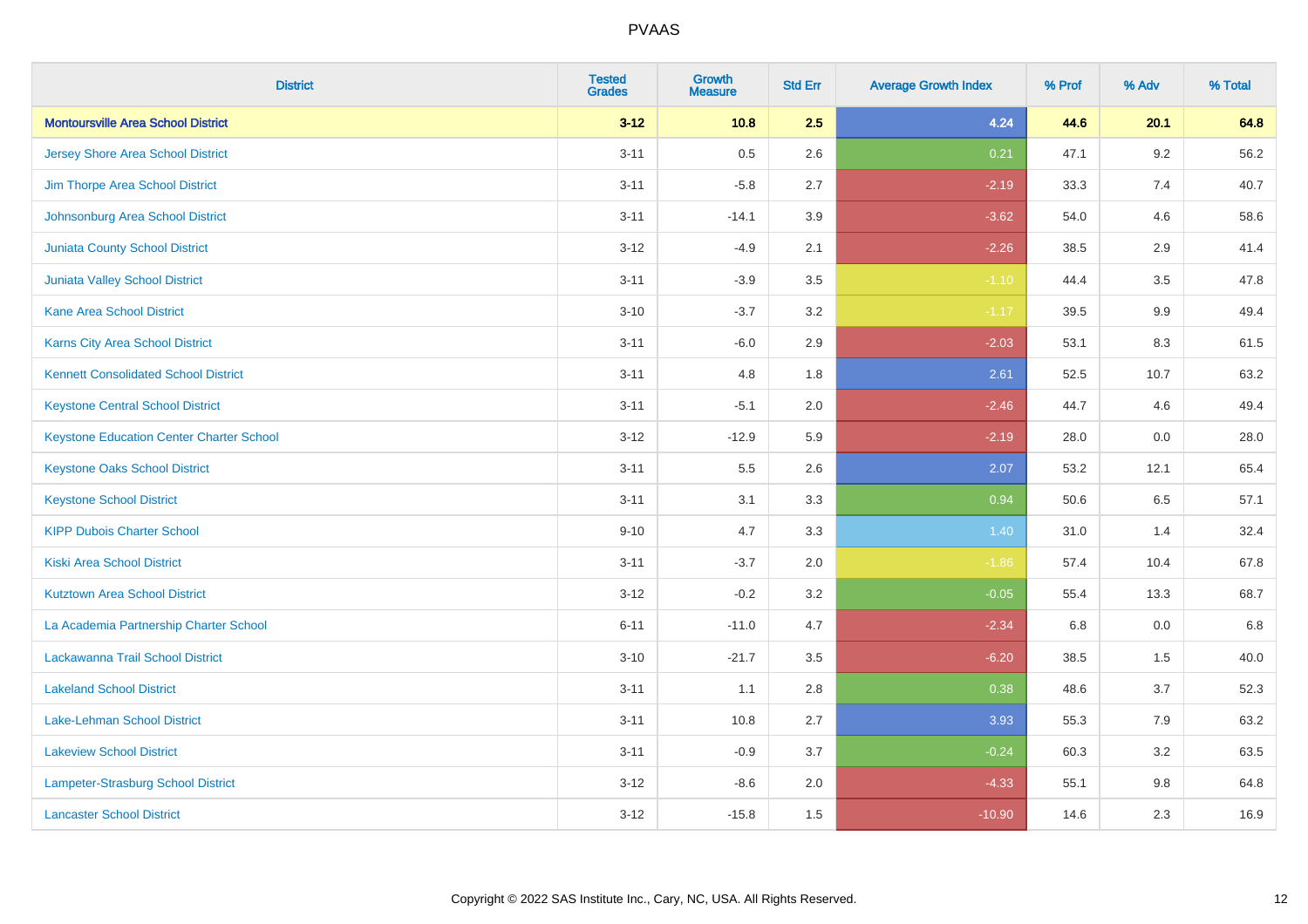# PVAAS

| District | Tested Grades | Growth Measure | Std Err | Average Growth Index | % Prof | % Adv | % Total |
|---|---|---|---|---|---|---|---|
| **Montoursville Area School District** | **3-12** | **10.8** | **2.5** | **4.24** | **44.6** | **20.1** | **64.8** |
| Jersey Shore Area School District | 3-11 | 0.5 | 2.6 | 0.21 | 47.1 | 9.2 | 56.2 |
| Jim Thorpe Area School District | 3-11 | -5.8 | 2.7 | -2.19 | 33.3 | 7.4 | 40.7 |
| Johnsonburg Area School District | 3-11 | -14.1 | 3.9 | -3.62 | 54.0 | 4.6 | 58.6 |
| Juniata County School District | 3-12 | -4.9 | 2.1 | -2.26 | 38.5 | 2.9 | 41.4 |
| Juniata Valley School District | 3-11 | -3.9 | 3.5 | -1.10 | 44.4 | 3.5 | 47.8 |
| Kane Area School District | 3-10 | -3.7 | 3.2 | -1.17 | 39.5 | 9.9 | 49.4 |
| Karns City Area School District | 3-11 | -6.0 | 2.9 | -2.03 | 53.1 | 8.3 | 61.5 |
| Kennett Consolidated School District | 3-11 | 4.8 | 1.8 | 2.61 | 52.5 | 10.7 | 63.2 |
| Keystone Central School District | 3-11 | -5.1 | 2.0 | -2.46 | 44.7 | 4.6 | 49.4 |
| Keystone Education Center Charter School | 3-12 | -12.9 | 5.9 | -2.19 | 28.0 | 0.0 | 28.0 |
| Keystone Oaks School District | 3-11 | 5.5 | 2.6 | 2.07 | 53.2 | 12.1 | 65.4 |
| Keystone School District | 3-11 | 3.1 | 3.3 | 0.94 | 50.6 | 6.5 | 57.1 |
| KIPP Dubois Charter School | 9-10 | 4.7 | 3.3 | 1.40 | 31.0 | 1.4 | 32.4 |
| Kiski Area School District | 3-11 | -3.7 | 2.0 | -1.86 | 57.4 | 10.4 | 67.8 |
| Kutztown Area School District | 3-12 | -0.2 | 3.2 | -0.05 | 55.4 | 13.3 | 68.7 |
| La Academia Partnership Charter School | 6-11 | -11.0 | 4.7 | -2.34 | 6.8 | 0.0 | 6.8 |
| Lackawanna Trail School District | 3-10 | -21.7 | 3.5 | -6.20 | 38.5 | 1.5 | 40.0 |
| Lakeland School District | 3-11 | 1.1 | 2.8 | 0.38 | 48.6 | 3.7 | 52.3 |
| Lake-Lehman School District | 3-11 | 10.8 | 2.7 | 3.93 | 55.3 | 7.9 | 63.2 |
| Lakeview School District | 3-11 | -0.9 | 3.7 | -0.24 | 60.3 | 3.2 | 63.5 |
| Lampeter-Strasburg School District | 3-12 | -8.6 | 2.0 | -4.33 | 55.1 | 9.8 | 64.8 |
| Lancaster School District | 3-12 | -15.8 | 1.5 | -10.90 | 14.6 | 2.3 | 16.9 |

Copyright © 2022 SAS Institute Inc., Cary, NC, USA. All Rights Reserved.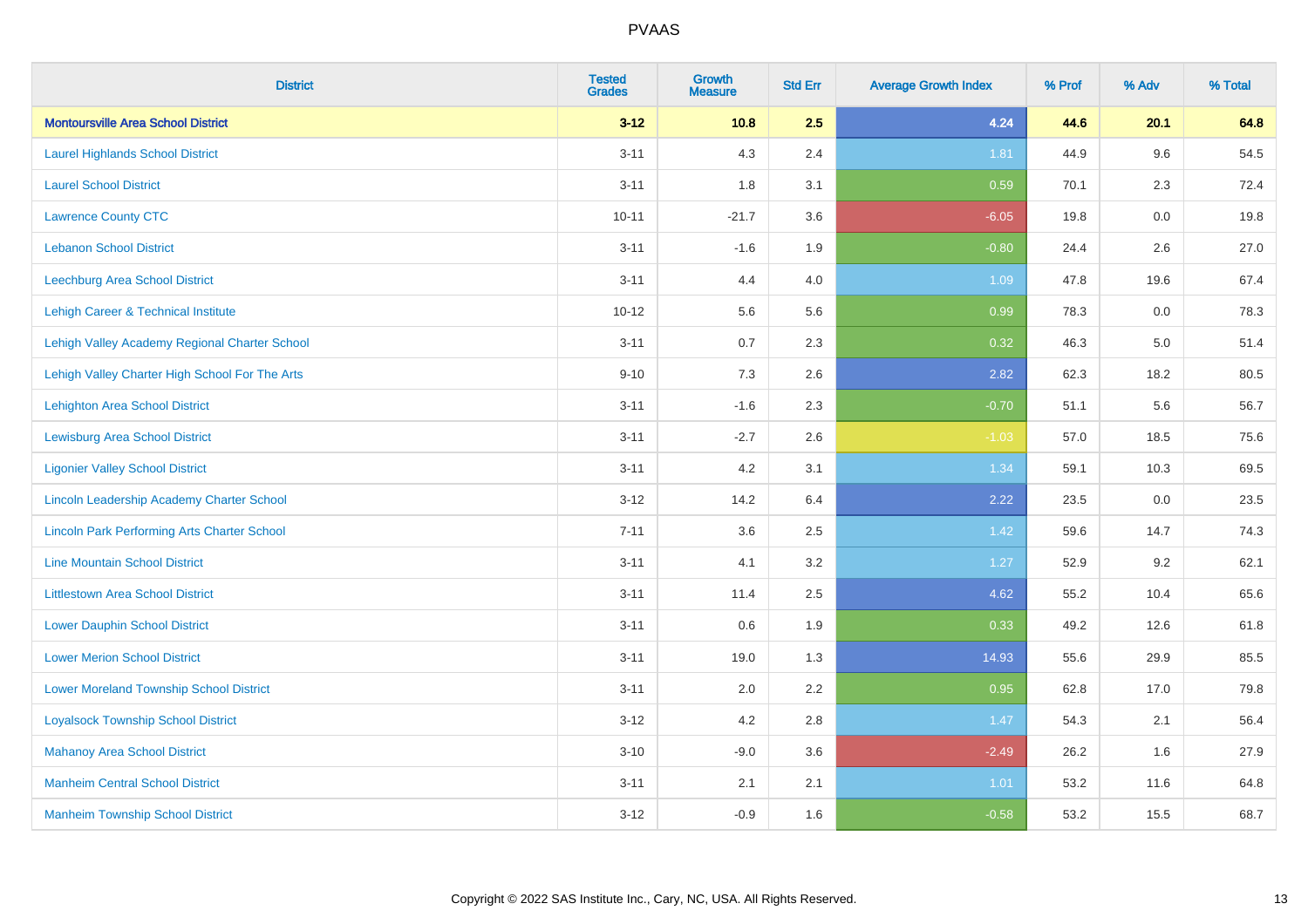| District | Tested Grades | Growth Measure | Std Err | Average Growth Index | % Prof | % Adv | % Total |
|---|---|---|---|---|---|---|---|
| **Montoursville Area School District** | **3-12** | **10.8** | **2.5** | **4.24** | **44.6** | **20.1** | **64.8** |
| Laurel Highlands School District | 3-11 | 4.3 | 2.4 | 1.81 | 44.9 | 9.6 | 54.5 |
| Laurel School District | 3-11 | 1.8 | 3.1 | 0.59 | 70.1 | 2.3 | 72.4 |
| Lawrence County CTC | 10-11 | -21.7 | 3.6 | -6.05 | 19.8 | 0.0 | 19.8 |
| Lebanon School District | 3-11 | -1.6 | 1.9 | -0.80 | 24.4 | 2.6 | 27.0 |
| Leechburg Area School District | 3-11 | 4.4 | 4.0 | 1.09 | 47.8 | 19.6 | 67.4 |
| Lehigh Career & Technical Institute | 10-12 | 5.6 | 5.6 | 0.99 | 78.3 | 0.0 | 78.3 |
| Lehigh Valley Academy Regional Charter School | 3-11 | 0.7 | 2.3 | 0.32 | 46.3 | 5.0 | 51.4 |
| Lehigh Valley Charter High School For The Arts | 9-10 | 7.3 | 2.6 | 2.82 | 62.3 | 18.2 | 80.5 |
| Lehighton Area School District | 3-11 | -1.6 | 2.3 | -0.70 | 51.1 | 5.6 | 56.7 |
| Lewisburg Area School District | 3-11 | -2.7 | 2.6 | -1.03 | 57.0 | 18.5 | 75.6 |
| Ligonier Valley School District | 3-11 | 4.2 | 3.1 | 1.34 | 59.1 | 10.3 | 69.5 |
| Lincoln Leadership Academy Charter School | 3-12 | 14.2 | 6.4 | 2.22 | 23.5 | 0.0 | 23.5 |
| Lincoln Park Performing Arts Charter School | 7-11 | 3.6 | 2.5 | 1.42 | 59.6 | 14.7 | 74.3 |
| Line Mountain School District | 3-11 | 4.1 | 3.2 | 1.27 | 52.9 | 9.2 | 62.1 |
| Littlestown Area School District | 3-11 | 11.4 | 2.5 | 4.62 | 55.2 | 10.4 | 65.6 |
| Lower Dauphin School District | 3-11 | 0.6 | 1.9 | 0.33 | 49.2 | 12.6 | 61.8 |
| Lower Merion School District | 3-11 | 19.0 | 1.3 | 14.93 | 55.6 | 29.9 | 85.5 |
| Lower Moreland Township School District | 3-11 | 2.0 | 2.2 | 0.95 | 62.8 | 17.0 | 79.8 |
| Loyalsock Township School District | 3-12 | 4.2 | 2.8 | 1.47 | 54.3 | 2.1 | 56.4 |
| Mahanoy Area School District | 3-10 | -9.0 | 3.6 | -2.49 | 26.2 | 1.6 | 27.9 |
| Manheim Central School District | 3-11 | 2.1 | 2.1 | 1.01 | 53.2 | 11.6 | 64.8 |
| Manheim Township School District | 3-12 | -0.9 | 1.6 | -0.58 | 53.2 | 15.5 | 68.7 |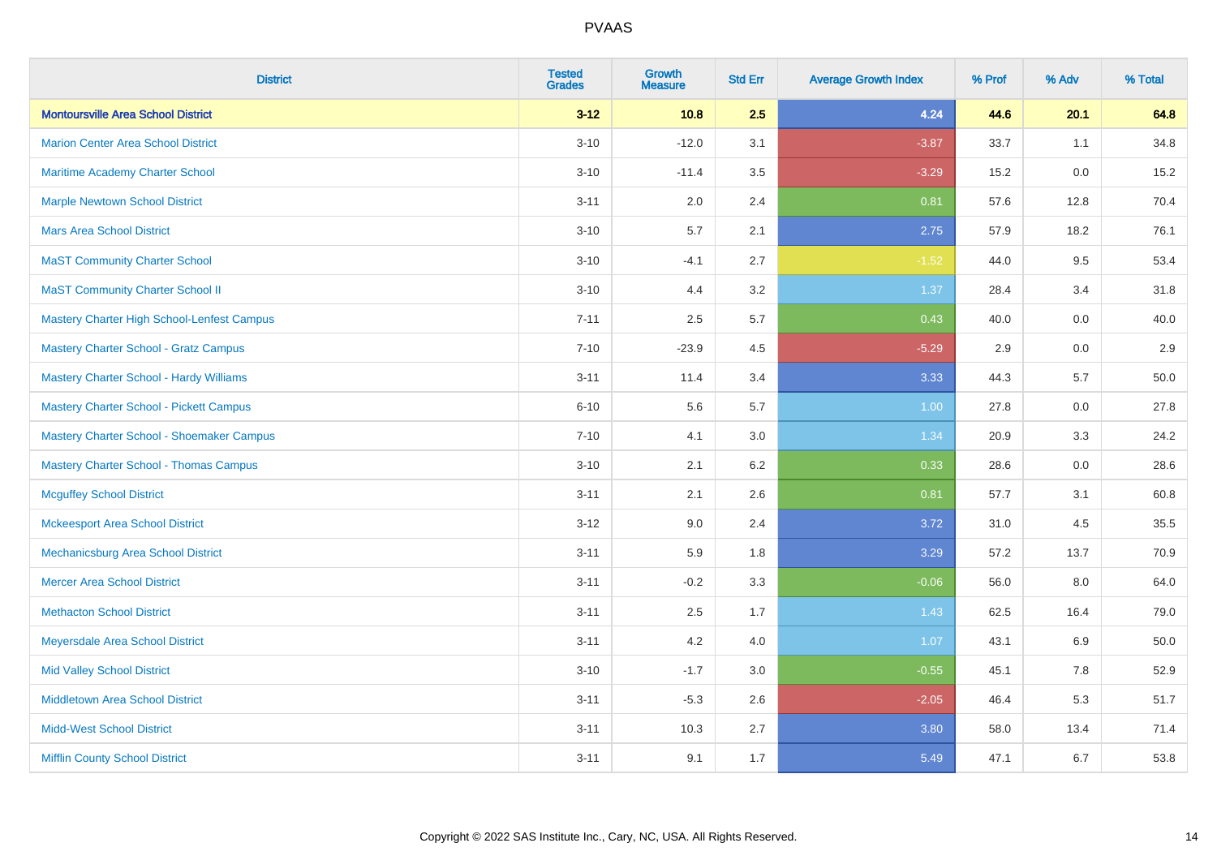| District | Tested Grades | Growth Measure | Std Err | Average Growth Index | % Prof | % Adv | % Total |
|---|---|---|---|---|---|---|---|
| **Montoursville Area School District** | **3-12** | **10.8** | **2.5** | **4.24** | **44.6** | **20.1** | **64.8** |
| Marion Center Area School District | 3-10 | -12.0 | 3.1 | -3.87 | 33.7 | 1.1 | 34.8 |
| Maritime Academy Charter School | 3-10 | -11.4 | 3.5 | -3.29 | 15.2 | 0.0 | 15.2 |
| Marple Newtown School District | 3-11 | 2.0 | 2.4 | 0.81 | 57.6 | 12.8 | 70.4 |
| Mars Area School District | 3-10 | 5.7 | 2.1 | 2.75 | 57.9 | 18.2 | 76.1 |
| MaST Community Charter School | 3-10 | -4.1 | 2.7 | -1.52 | 44.0 | 9.5 | 53.4 |
| MaST Community Charter School II | 3-10 | 4.4 | 3.2 | 1.37 | 28.4 | 3.4 | 31.8 |
| Mastery Charter High School-Lenfest Campus | 7-11 | 2.5 | 5.7 | 0.43 | 40.0 | 0.0 | 40.0 |
| Mastery Charter School - Gratz Campus | 7-10 | -23.9 | 4.5 | -5.29 | 2.9 | 0.0 | 2.9 |
| Mastery Charter School - Hardy Williams | 3-11 | 11.4 | 3.4 | 3.33 | 44.3 | 5.7 | 50.0 |
| Mastery Charter School - Pickett Campus | 6-10 | 5.6 | 5.7 | 1.00 | 27.8 | 0.0 | 27.8 |
| Mastery Charter School - Shoemaker Campus | 7-10 | 4.1 | 3.0 | 1.34 | 20.9 | 3.3 | 24.2 |
| Mastery Charter School - Thomas Campus | 3-10 | 2.1 | 6.2 | 0.33 | 28.6 | 0.0 | 28.6 |
| Mcguffey School District | 3-11 | 2.1 | 2.6 | 0.81 | 57.7 | 3.1 | 60.8 |
| Mckeesport Area School District | 3-12 | 9.0 | 2.4 | 3.72 | 31.0 | 4.5 | 35.5 |
| Mechanicsburg Area School District | 3-11 | 5.9 | 1.8 | 3.29 | 57.2 | 13.7 | 70.9 |
| Mercer Area School District | 3-11 | -0.2 | 3.3 | -0.06 | 56.0 | 8.0 | 64.0 |
| Methacton School District | 3-11 | 2.5 | 1.7 | 1.43 | 62.5 | 16.4 | 79.0 |
| Meyersdale Area School District | 3-11 | 4.2 | 4.0 | 1.07 | 43.1 | 6.9 | 50.0 |
| Mid Valley School District | 3-10 | -1.7 | 3.0 | -0.55 | 45.1 | 7.8 | 52.9 |
| Middletown Area School District | 3-11 | -5.3 | 2.6 | -2.05 | 46.4 | 5.3 | 51.7 |
| Midd-West School District | 3-11 | 10.3 | 2.7 | 3.80 | 58.0 | 13.4 | 71.4 |
| Mifflin County School District | 3-11 | 9.1 | 1.7 | 5.49 | 47.1 | 6.7 | 53.8 |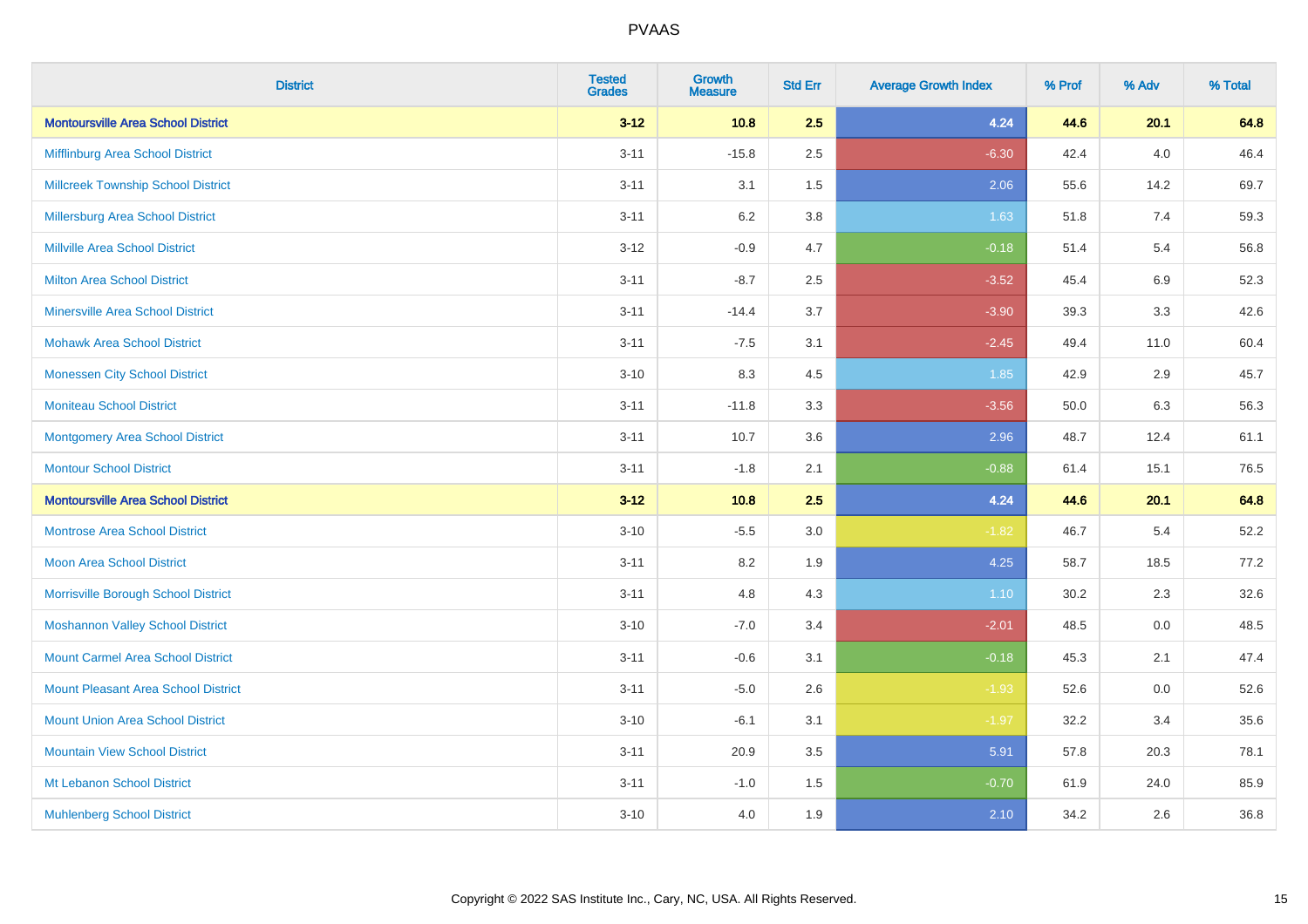| District | Tested Grades | Growth Measure | Std Err | Average Growth Index | % Prof | % Adv | % Total |
|---|---|---|---|---|---|---|---|
| **Montoursville Area School District** | **3-12** | **10.8** | **2.5** | **4.24** | **44.6** | **20.1** | **64.8** |
| Mifflinburg Area School District | 3-11 | -15.8 | 2.5 | -6.30 | 42.4 | 4.0 | 46.4 |
| Millcreek Township School District | 3-11 | 3.1 | 1.5 | 2.06 | 55.6 | 14.2 | 69.7 |
| Millersburg Area School District | 3-11 | 6.2 | 3.8 | 1.63 | 51.8 | 7.4 | 59.3 |
| Millville Area School District | 3-12 | -0.9 | 4.7 | -0.18 | 51.4 | 5.4 | 56.8 |
| Milton Area School District | 3-11 | -8.7 | 2.5 | -3.52 | 45.4 | 6.9 | 52.3 |
| Minersville Area School District | 3-11 | -14.4 | 3.7 | -3.90 | 39.3 | 3.3 | 42.6 |
| Mohawk Area School District | 3-11 | -7.5 | 3.1 | -2.45 | 49.4 | 11.0 | 60.4 |
| Monessen City School District | 3-10 | 8.3 | 4.5 | 1.85 | 42.9 | 2.9 | 45.7 |
| Moniteau School District | 3-11 | -11.8 | 3.3 | -3.56 | 50.0 | 6.3 | 56.3 |
| Montgomery Area School District | 3-11 | 10.7 | 3.6 | 2.96 | 48.7 | 12.4 | 61.1 |
| Montour School District | 3-11 | -1.8 | 2.1 | -0.88 | 61.4 | 15.1 | 76.5 |
| **Montoursville Area School District** | **3-12** | **10.8** | **2.5** | **4.24** | **44.6** | **20.1** | **64.8** |
| Montrose Area School District | 3-10 | -5.5 | 3.0 | -1.82 | 46.7 | 5.4 | 52.2 |
| Moon Area School District | 3-11 | 8.2 | 1.9 | 4.25 | 58.7 | 18.5 | 77.2 |
| Morrisville Borough School District | 3-11 | 4.8 | 4.3 | 1.10 | 30.2 | 2.3 | 32.6 |
| Moshannon Valley School District | 3-10 | -7.0 | 3.4 | -2.01 | 48.5 | 0.0 | 48.5 |
| Mount Carmel Area School District | 3-11 | -0.6 | 3.1 | -0.18 | 45.3 | 2.1 | 47.4 |
| Mount Pleasant Area School District | 3-11 | -5.0 | 2.6 | -1.93 | 52.6 | 0.0 | 52.6 |
| Mount Union Area School District | 3-10 | -6.1 | 3.1 | -1.97 | 32.2 | 3.4 | 35.6 |
| Mountain View School District | 3-11 | 20.9 | 3.5 | 5.91 | 57.8 | 20.3 | 78.1 |
| Mt Lebanon School District | 3-11 | -1.0 | 1.5 | -0.70 | 61.9 | 24.0 | 85.9 |
| Muhlenberg School District | 3-10 | 4.0 | 1.9 | 2.10 | 34.2 | 2.6 | 36.8 |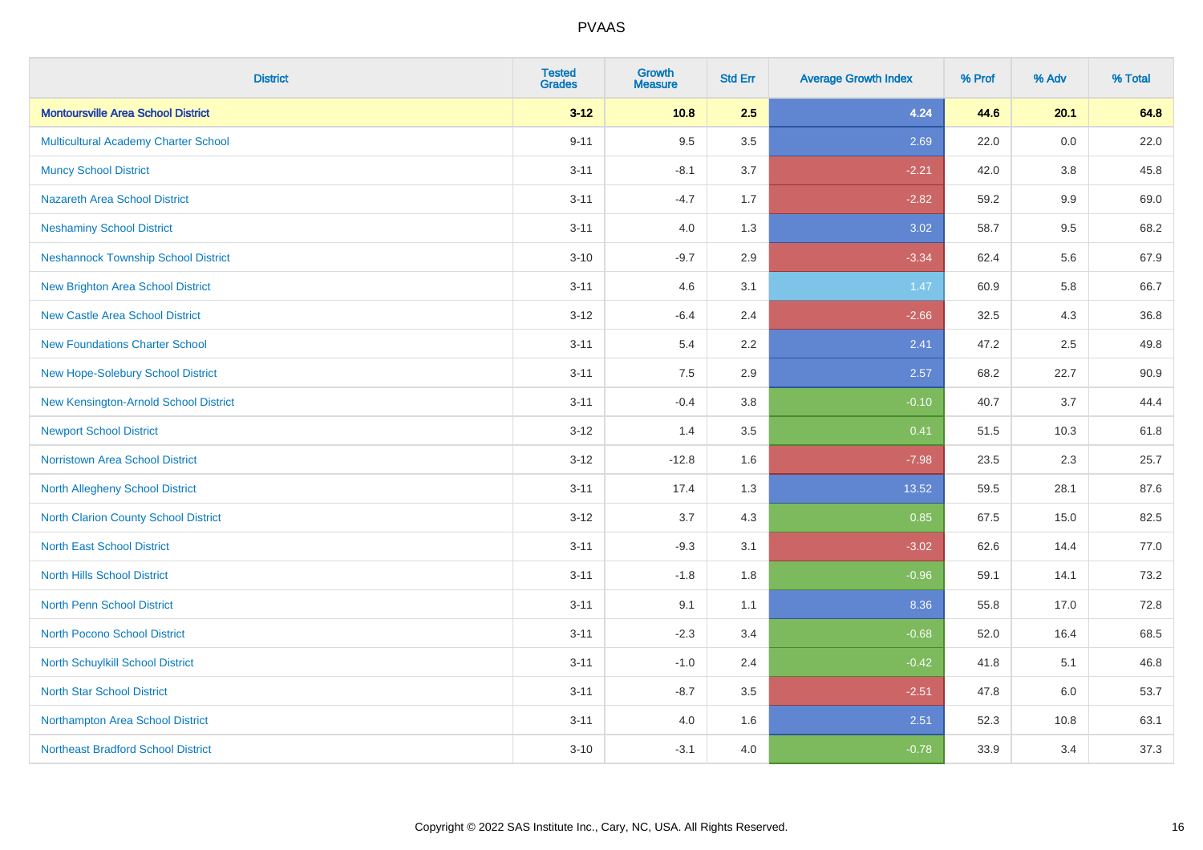# PVAAS

| District | Tested Grades | Growth Measure | Std Err | Average Growth Index | % Prof | % Adv | % Total |
|---|---|---|---|---|---|---|---|
| **Montoursville Area School District** | **3-12** | **10.8** | **2.5** | **4.24** | **44.6** | **20.1** | **64.8** |
| Multicultural Academy Charter School | 9-11 | 9.5 | 3.5 | 2.69 | 22.0 | 0.0 | 22.0 |
| Muncy School District | 3-11 | -8.1 | 3.7 | -2.21 | 42.0 | 3.8 | 45.8 |
| Nazareth Area School District | 3-11 | -4.7 | 1.7 | -2.82 | 59.2 | 9.9 | 69.0 |
| Neshaminy School District | 3-11 | 4.0 | 1.3 | 3.02 | 58.7 | 9.5 | 68.2 |
| Neshannock Township School District | 3-10 | -9.7 | 2.9 | -3.34 | 62.4 | 5.6 | 67.9 |
| New Brighton Area School District | 3-11 | 4.6 | 3.1 | 1.47 | 60.9 | 5.8 | 66.7 |
| New Castle Area School District | 3-12 | -6.4 | 2.4 | -2.66 | 32.5 | 4.3 | 36.8 |
| New Foundations Charter School | 3-11 | 5.4 | 2.2 | 2.41 | 47.2 | 2.5 | 49.8 |
| New Hope-Solebury School District | 3-11 | 7.5 | 2.9 | 2.57 | 68.2 | 22.7 | 90.9 |
| New Kensington-Arnold School District | 3-11 | -0.4 | 3.8 | -0.10 | 40.7 | 3.7 | 44.4 |
| Newport School District | 3-12 | 1.4 | 3.5 | 0.41 | 51.5 | 10.3 | 61.8 |
| Norristown Area School District | 3-12 | -12.8 | 1.6 | -7.98 | 23.5 | 2.3 | 25.7 |
| North Allegheny School District | 3-11 | 17.4 | 1.3 | 13.52 | 59.5 | 28.1 | 87.6 |
| North Clarion County School District | 3-12 | 3.7 | 4.3 | 0.85 | 67.5 | 15.0 | 82.5 |
| North East School District | 3-11 | -9.3 | 3.1 | -3.02 | 62.6 | 14.4 | 77.0 |
| North Hills School District | 3-11 | -1.8 | 1.8 | -0.96 | 59.1 | 14.1 | 73.2 |
| North Penn School District | 3-11 | 9.1 | 1.1 | 8.36 | 55.8 | 17.0 | 72.8 |
| North Pocono School District | 3-11 | -2.3 | 3.4 | -0.68 | 52.0 | 16.4 | 68.5 |
| North Schuylkill School District | 3-11 | -1.0 | 2.4 | -0.42 | 41.8 | 5.1 | 46.8 |
| North Star School District | 3-11 | -8.7 | 3.5 | -2.51 | 47.8 | 6.0 | 53.7 |
| Northampton Area School District | 3-11 | 4.0 | 1.6 | 2.51 | 52.3 | 10.8 | 63.1 |
| Northeast Bradford School District | 3-10 | -3.1 | 4.0 | -0.78 | 33.9 | 3.4 | 37.3 |

Copyright © 2022 SAS Institute Inc., Cary, NC, USA. All Rights Reserved.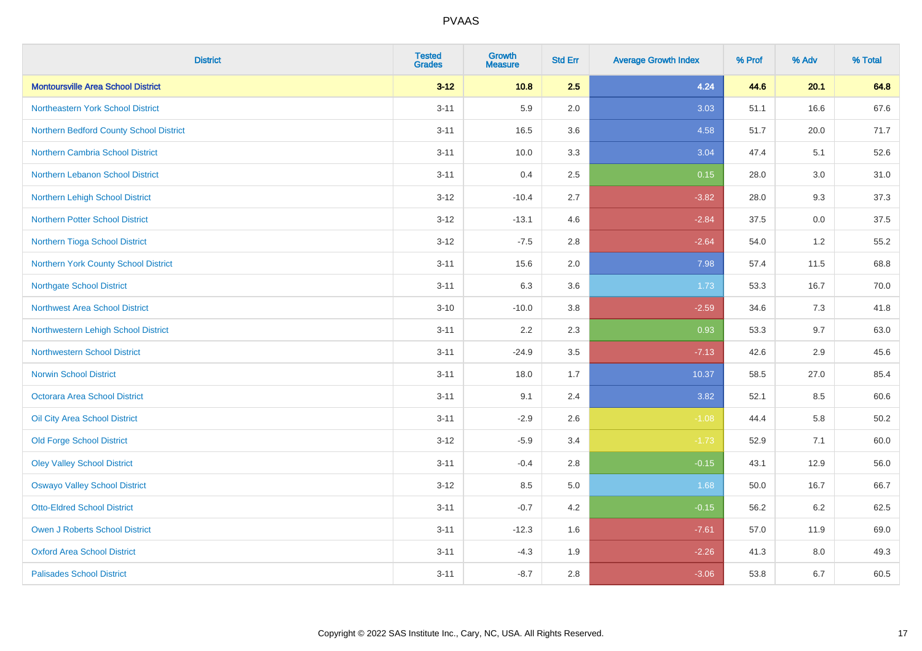| District | Tested Grades | Growth Measure | Std Err | Average Growth Index | % Prof | % Adv | % Total |
|---|---|---|---|---|---|---|---|
| **Montoursville Area School District** | **3-12** | **10.8** | **2.5** | **4.24** | **44.6** | **20.1** | **64.8** |
| Northeastern York School District | 3-11 | 5.9 | 2.0 | 3.03 | 51.1 | 16.6 | 67.6 |
| Northern Bedford County School District | 3-11 | 16.5 | 3.6 | 4.58 | 51.7 | 20.0 | 71.7 |
| Northern Cambria School District | 3-11 | 10.0 | 3.3 | 3.04 | 47.4 | 5.1 | 52.6 |
| Northern Lebanon School District | 3-11 | 0.4 | 2.5 | 0.15 | 28.0 | 3.0 | 31.0 |
| Northern Lehigh School District | 3-12 | -10.4 | 2.7 | -3.82 | 28.0 | 9.3 | 37.3 |
| Northern Potter School District | 3-12 | -13.1 | 4.6 | -2.84 | 37.5 | 0.0 | 37.5 |
| Northern Tioga School District | 3-12 | -7.5 | 2.8 | -2.64 | 54.0 | 1.2 | 55.2 |
| Northern York County School District | 3-11 | 15.6 | 2.0 | 7.98 | 57.4 | 11.5 | 68.8 |
| Northgate School District | 3-11 | 6.3 | 3.6 | 1.73 | 53.3 | 16.7 | 70.0 |
| Northwest Area School District | 3-10 | -10.0 | 3.8 | -2.59 | 34.6 | 7.3 | 41.8 |
| Northwestern Lehigh School District | 3-11 | 2.2 | 2.3 | 0.93 | 53.3 | 9.7 | 63.0 |
| Northwestern School District | 3-11 | -24.9 | 3.5 | -7.13 | 42.6 | 2.9 | 45.6 |
| Norwin School District | 3-11 | 18.0 | 1.7 | 10.37 | 58.5 | 27.0 | 85.4 |
| Octorara Area School District | 3-11 | 9.1 | 2.4 | 3.82 | 52.1 | 8.5 | 60.6 |
| Oil City Area School District | 3-11 | -2.9 | 2.6 | -1.08 | 44.4 | 5.8 | 50.2 |
| Old Forge School District | 3-12 | -5.9 | 3.4 | -1.73 | 52.9 | 7.1 | 60.0 |
| Oley Valley School District | 3-11 | -0.4 | 2.8 | -0.15 | 43.1 | 12.9 | 56.0 |
| Oswayo Valley School District | 3-12 | 8.5 | 5.0 | 1.68 | 50.0 | 16.7 | 66.7 |
| Otto-Eldred School District | 3-11 | -0.7 | 4.2 | -0.15 | 56.2 | 6.2 | 62.5 |
| Owen J Roberts School District | 3-11 | -12.3 | 1.6 | -7.61 | 57.0 | 11.9 | 69.0 |
| Oxford Area School District | 3-11 | -4.3 | 1.9 | -2.26 | 41.3 | 8.0 | 49.3 |
| Palisades School District | 3-11 | -8.7 | 2.8 | -3.06 | 53.8 | 6.7 | 60.5 |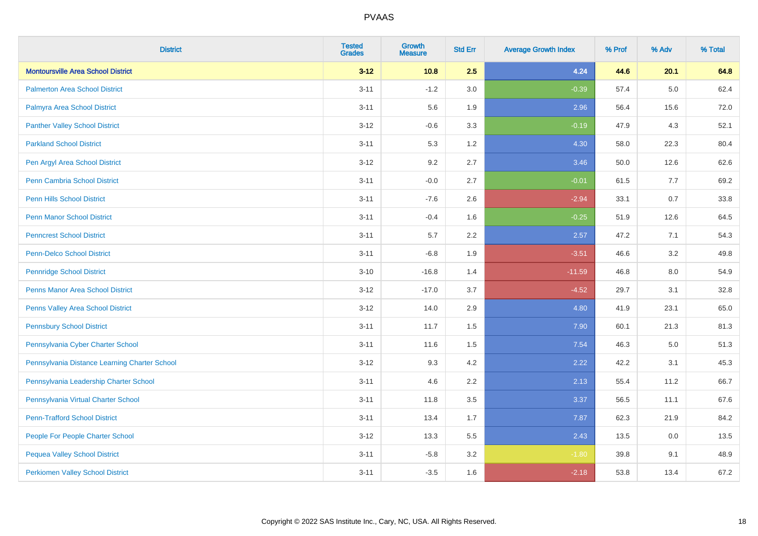# PVAAS

| District | Tested Grades | Growth Measure | Std Err | Average Growth Index | % Prof | % Adv | % Total |
|---|---|---|---|---|---|---|---|
| **Montoursville Area School District** | **3-12** | **10.8** | **2.5** | **4.24** | **44.6** | **20.1** | **64.8** |
| Palmerton Area School District | 3-11 | -1.2 | 3.0 | -0.39 | 57.4 | 5.0 | 62.4 |
| Palmyra Area School District | 3-11 | 5.6 | 1.9 | 2.96 | 56.4 | 15.6 | 72.0 |
| Panther Valley School District | 3-12 | -0.6 | 3.3 | -0.19 | 47.9 | 4.3 | 52.1 |
| Parkland School District | 3-11 | 5.3 | 1.2 | 4.30 | 58.0 | 22.3 | 80.4 |
| Pen Argyl Area School District | 3-12 | 9.2 | 2.7 | 3.46 | 50.0 | 12.6 | 62.6 |
| Penn Cambria School District | 3-11 | -0.0 | 2.7 | -0.01 | 61.5 | 7.7 | 69.2 |
| Penn Hills School District | 3-11 | -7.6 | 2.6 | -2.94 | 33.1 | 0.7 | 33.8 |
| Penn Manor School District | 3-11 | -0.4 | 1.6 | -0.25 | 51.9 | 12.6 | 64.5 |
| Penncrest School District | 3-11 | 5.7 | 2.2 | 2.57 | 47.2 | 7.1 | 54.3 |
| Penn-Delco School District | 3-11 | -6.8 | 1.9 | -3.51 | 46.6 | 3.2 | 49.8 |
| Pennridge School District | 3-10 | -16.8 | 1.4 | -11.59 | 46.8 | 8.0 | 54.9 |
| Penns Manor Area School District | 3-12 | -17.0 | 3.7 | -4.52 | 29.7 | 3.1 | 32.8 |
| Penns Valley Area School District | 3-12 | 14.0 | 2.9 | 4.80 | 41.9 | 23.1 | 65.0 |
| Pennsbury School District | 3-11 | 11.7 | 1.5 | 7.90 | 60.1 | 21.3 | 81.3 |
| Pennsylvania Cyber Charter School | 3-11 | 11.6 | 1.5 | 7.54 | 46.3 | 5.0 | 51.3 |
| Pennsylvania Distance Learning Charter School | 3-12 | 9.3 | 4.2 | 2.22 | 42.2 | 3.1 | 45.3 |
| Pennsylvania Leadership Charter School | 3-11 | 4.6 | 2.2 | 2.13 | 55.4 | 11.2 | 66.7 |
| Pennsylvania Virtual Charter School | 3-11 | 11.8 | 3.5 | 3.37 | 56.5 | 11.1 | 67.6 |
| Penn-Trafford School District | 3-11 | 13.4 | 1.7 | 7.87 | 62.3 | 21.9 | 84.2 |
| People For People Charter School | 3-12 | 13.3 | 5.5 | 2.43 | 13.5 | 0.0 | 13.5 |
| Pequea Valley School District | 3-11 | -5.8 | 3.2 | -1.80 | 39.8 | 9.1 | 48.9 |
| Perkiomen Valley School District | 3-11 | -3.5 | 1.6 | -2.18 | 53.8 | 13.4 | 67.2 |

Copyright © 2022 SAS Institute Inc., Cary, NC, USA. All Rights Reserved.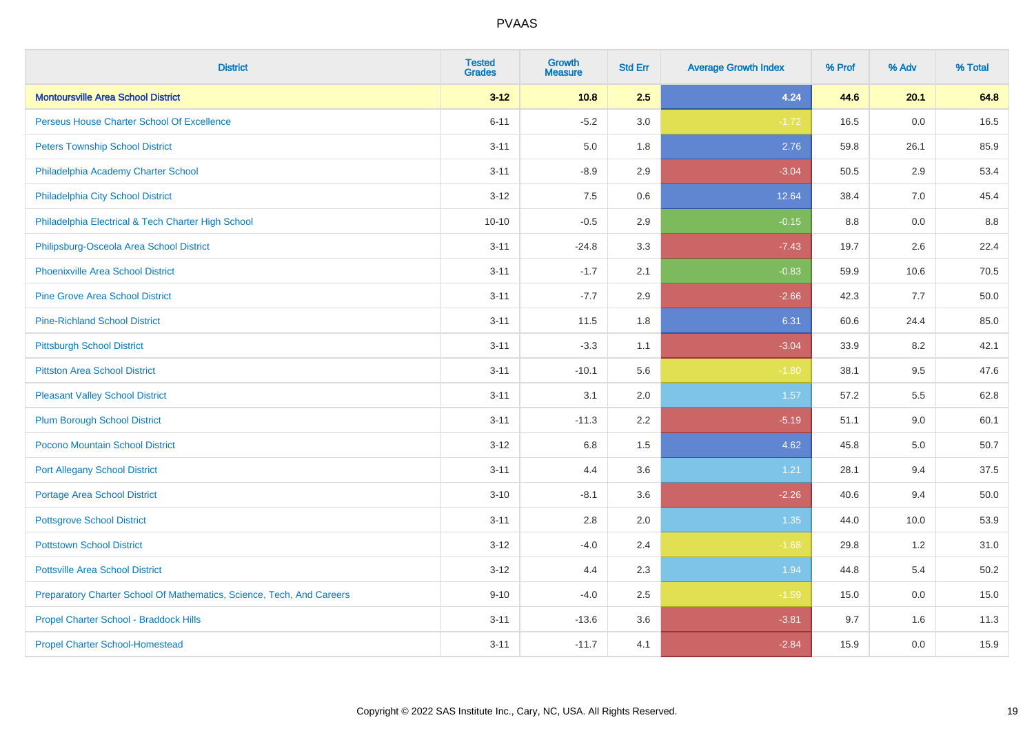# PVAAS

| District | Tested Grades | Growth Measure | Std Err | Average Growth Index | % Prof | % Adv | % Total |
|---|---|---|---|---|---|---|---|
| **Montoursville Area School District** | **3-12** | **10.8** | **2.5** | **4.24** | **44.6** | **20.1** | **64.8** |
| Perseus House Charter School Of Excellence | 6-11 | -5.2 | 3.0 | -1.72 | 16.5 | 0.0 | 16.5 |
| Peters Township School District | 3-11 | 5.0 | 1.8 | 2.76 | 59.8 | 26.1 | 85.9 |
| Philadelphia Academy Charter School | 3-11 | -8.9 | 2.9 | -3.04 | 50.5 | 2.9 | 53.4 |
| Philadelphia City School District | 3-12 | 7.5 | 0.6 | 12.64 | 38.4 | 7.0 | 45.4 |
| Philadelphia Electrical & Tech Charter High School | 10-10 | -0.5 | 2.9 | -0.15 | 8.8 | 0.0 | 8.8 |
| Philipsburg-Osceola Area School District | 3-11 | -24.8 | 3.3 | -7.43 | 19.7 | 2.6 | 22.4 |
| Phoenixville Area School District | 3-11 | -1.7 | 2.1 | -0.83 | 59.9 | 10.6 | 70.5 |
| Pine Grove Area School District | 3-11 | -7.7 | 2.9 | -2.66 | 42.3 | 7.7 | 50.0 |
| Pine-Richland School District | 3-11 | 11.5 | 1.8 | 6.31 | 60.6 | 24.4 | 85.0 |
| Pittsburgh School District | 3-11 | -3.3 | 1.1 | -3.04 | 33.9 | 8.2 | 42.1 |
| Pittston Area School District | 3-11 | -10.1 | 5.6 | -1.80 | 38.1 | 9.5 | 47.6 |
| Pleasant Valley School District | 3-11 | 3.1 | 2.0 | 1.57 | 57.2 | 5.5 | 62.8 |
| Plum Borough School District | 3-11 | -11.3 | 2.2 | -5.19 | 51.1 | 9.0 | 60.1 |
| Pocono Mountain School District | 3-12 | 6.8 | 1.5 | 4.62 | 45.8 | 5.0 | 50.7 |
| Port Allegany School District | 3-11 | 4.4 | 3.6 | 1.21 | 28.1 | 9.4 | 37.5 |
| Portage Area School District | 3-10 | -8.1 | 3.6 | -2.26 | 40.6 | 9.4 | 50.0 |
| Pottsgrove School District | 3-11 | 2.8 | 2.0 | 1.35 | 44.0 | 10.0 | 53.9 |
| Pottstown School District | 3-12 | -4.0 | 2.4 | -1.68 | 29.8 | 1.2 | 31.0 |
| Pottsville Area School District | 3-12 | 4.4 | 2.3 | 1.94 | 44.8 | 5.4 | 50.2 |
| Preparatory Charter School Of Mathematics, Science, Tech, And Careers | 9-10 | -4.0 | 2.5 | -1.59 | 15.0 | 0.0 | 15.0 |
| Propel Charter School - Braddock Hills | 3-11 | -13.6 | 3.6 | -3.81 | 9.7 | 1.6 | 11.3 |
| Propel Charter School-Homestead | 3-11 | -11.7 | 4.1 | -2.84 | 15.9 | 0.0 | 15.9 |

Copyright © 2022 SAS Institute Inc., Cary, NC, USA. All Rights Reserved.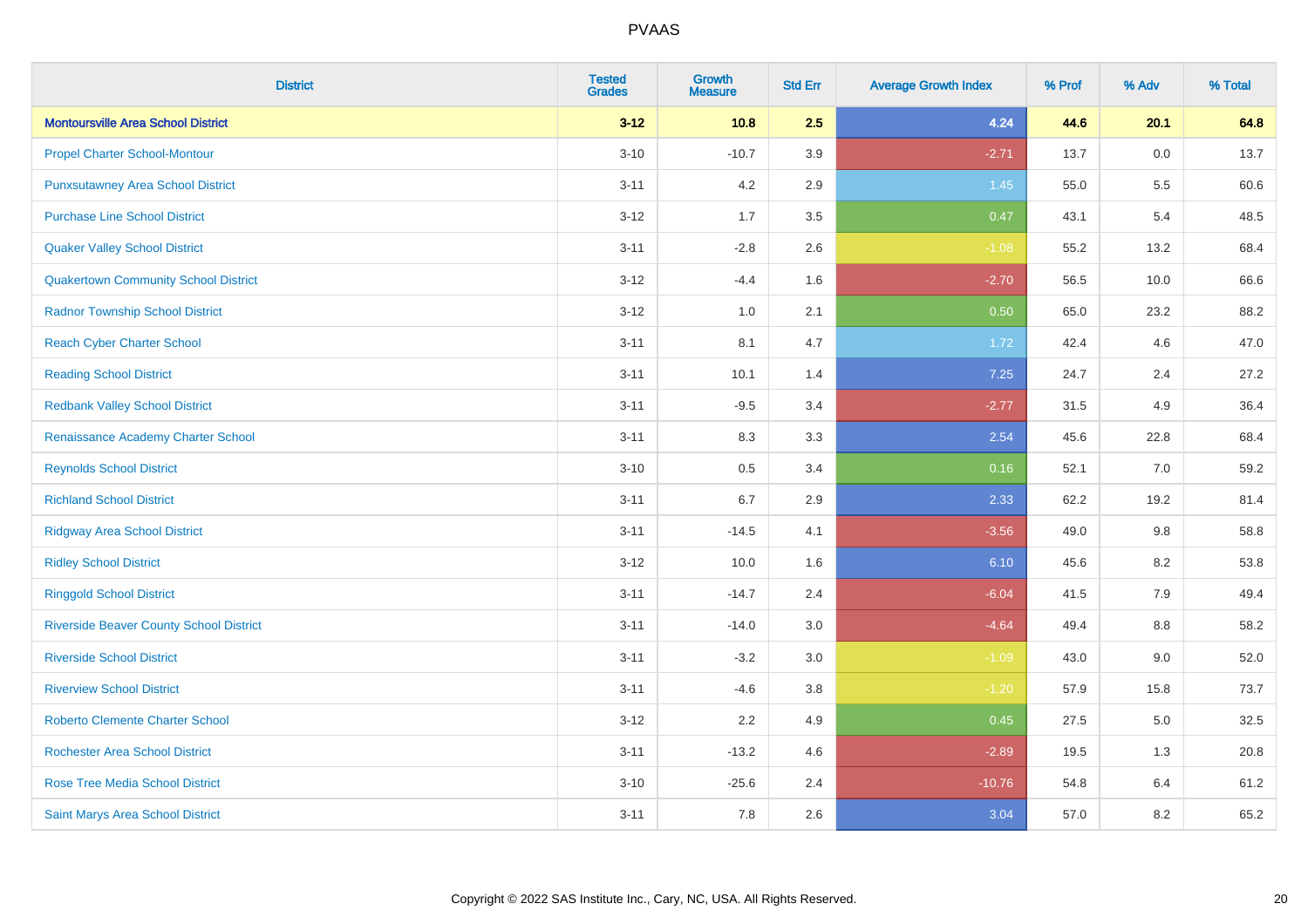# PVAAS

| District | Tested Grades | Growth Measure | Std Err | Average Growth Index | % Prof | % Adv | % Total |
|---|---|---|---|---|---|---|---|
| **Montoursville Area School District** | **3-12** | **10.8** | **2.5** | **4.24** | **44.6** | **20.1** | **64.8** |
| Propel Charter School-Montour | 3-10 | -10.7 | 3.9 | -2.71 | 13.7 | 0.0 | 13.7 |
| Punxsutawney Area School District | 3-11 | 4.2 | 2.9 | 1.45 | 55.0 | 5.5 | 60.6 |
| Purchase Line School District | 3-12 | 1.7 | 3.5 | 0.47 | 43.1 | 5.4 | 48.5 |
| Quaker Valley School District | 3-11 | -2.8 | 2.6 | -1.08 | 55.2 | 13.2 | 68.4 |
| Quakertown Community School District | 3-12 | -4.4 | 1.6 | -2.70 | 56.5 | 10.0 | 66.6 |
| Radnor Township School District | 3-12 | 1.0 | 2.1 | 0.50 | 65.0 | 23.2 | 88.2 |
| Reach Cyber Charter School | 3-11 | 8.1 | 4.7 | 1.72 | 42.4 | 4.6 | 47.0 |
| Reading School District | 3-11 | 10.1 | 1.4 | 7.25 | 24.7 | 2.4 | 27.2 |
| Redbank Valley School District | 3-11 | -9.5 | 3.4 | -2.77 | 31.5 | 4.9 | 36.4 |
| Renaissance Academy Charter School | 3-11 | 8.3 | 3.3 | 2.54 | 45.6 | 22.8 | 68.4 |
| Reynolds School District | 3-10 | 0.5 | 3.4 | 0.16 | 52.1 | 7.0 | 59.2 |
| Richland School District | 3-11 | 6.7 | 2.9 | 2.33 | 62.2 | 19.2 | 81.4 |
| Ridgway Area School District | 3-11 | -14.5 | 4.1 | -3.56 | 49.0 | 9.8 | 58.8 |
| Ridley School District | 3-12 | 10.0 | 1.6 | 6.10 | 45.6 | 8.2 | 53.8 |
| Ringgold School District | 3-11 | -14.7 | 2.4 | -6.04 | 41.5 | 7.9 | 49.4 |
| Riverside Beaver County School District | 3-11 | -14.0 | 3.0 | -4.64 | 49.4 | 8.8 | 58.2 |
| Riverside School District | 3-11 | -3.2 | 3.0 | -1.09 | 43.0 | 9.0 | 52.0 |
| Riverview School District | 3-11 | -4.6 | 3.8 | -1.20 | 57.9 | 15.8 | 73.7 |
| Roberto Clemente Charter School | 3-12 | 2.2 | 4.9 | 0.45 | 27.5 | 5.0 | 32.5 |
| Rochester Area School District | 3-11 | -13.2 | 4.6 | -2.89 | 19.5 | 1.3 | 20.8 |
| Rose Tree Media School District | 3-10 | -25.6 | 2.4 | -10.76 | 54.8 | 6.4 | 61.2 |
| Saint Marys Area School District | 3-11 | 7.8 | 2.6 | 3.04 | 57.0 | 8.2 | 65.2 |

Copyright © 2022 SAS Institute Inc., Cary, NC, USA. All Rights Reserved.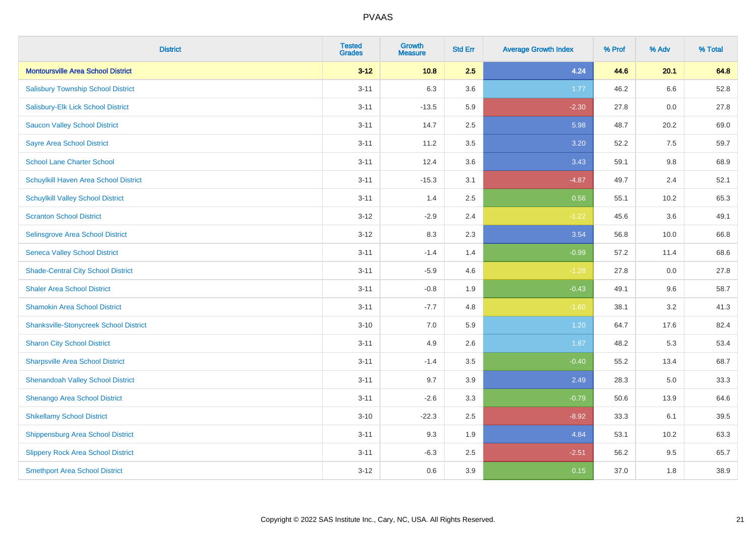| District | Tested Grades | Growth Measure | Std Err | Average Growth Index | % Prof | % Adv | % Total |
|---|---|---|---|---|---|---|---|
| **Montoursville Area School District** | **3-12** | **10.8** | **2.5** | **4.24** | **44.6** | **20.1** | **64.8** |
| Salisbury Township School District | 3-11 | 6.3 | 3.6 | 1.77 | 46.2 | 6.6 | 52.8 |
| Salisbury-Elk Lick School District | 3-11 | -13.5 | 5.9 | -2.30 | 27.8 | 0.0 | 27.8 |
| Saucon Valley School District | 3-11 | 14.7 | 2.5 | 5.98 | 48.7 | 20.2 | 69.0 |
| Sayre Area School District | 3-11 | 11.2 | 3.5 | 3.20 | 52.2 | 7.5 | 59.7 |
| School Lane Charter School | 3-11 | 12.4 | 3.6 | 3.43 | 59.1 | 9.8 | 68.9 |
| Schuylkill Haven Area School District | 3-11 | -15.3 | 3.1 | -4.87 | 49.7 | 2.4 | 52.1 |
| Schuylkill Valley School District | 3-11 | 1.4 | 2.5 | 0.56 | 55.1 | 10.2 | 65.3 |
| Scranton School District | 3-12 | -2.9 | 2.4 | -1.22 | 45.6 | 3.6 | 49.1 |
| Selinsgrove Area School District | 3-12 | 8.3 | 2.3 | 3.54 | 56.8 | 10.0 | 66.8 |
| Seneca Valley School District | 3-11 | -1.4 | 1.4 | -0.99 | 57.2 | 11.4 | 68.6 |
| Shade-Central City School District | 3-11 | -5.9 | 4.6 | -1.28 | 27.8 | 0.0 | 27.8 |
| Shaler Area School District | 3-11 | -0.8 | 1.9 | -0.43 | 49.1 | 9.6 | 58.7 |
| Shamokin Area School District | 3-11 | -7.7 | 4.8 | -1.60 | 38.1 | 3.2 | 41.3 |
| Shanksville-Stonycreek School District | 3-10 | 7.0 | 5.9 | 1.20 | 64.7 | 17.6 | 82.4 |
| Sharon City School District | 3-11 | 4.9 | 2.6 | 1.87 | 48.2 | 5.3 | 53.4 |
| Sharpsville Area School District | 3-11 | -1.4 | 3.5 | -0.40 | 55.2 | 13.4 | 68.7 |
| Shenandoah Valley School District | 3-11 | 9.7 | 3.9 | 2.49 | 28.3 | 5.0 | 33.3 |
| Shenango Area School District | 3-11 | -2.6 | 3.3 | -0.79 | 50.6 | 13.9 | 64.6 |
| Shikellamy School District | 3-10 | -22.3 | 2.5 | -8.92 | 33.3 | 6.1 | 39.5 |
| Shippensburg Area School District | 3-11 | 9.3 | 1.9 | 4.84 | 53.1 | 10.2 | 63.3 |
| Slippery Rock Area School District | 3-11 | -6.3 | 2.5 | -2.51 | 56.2 | 9.5 | 65.7 |
| Smethport Area School District | 3-12 | 0.6 | 3.9 | 0.15 | 37.0 | 1.8 | 38.9 |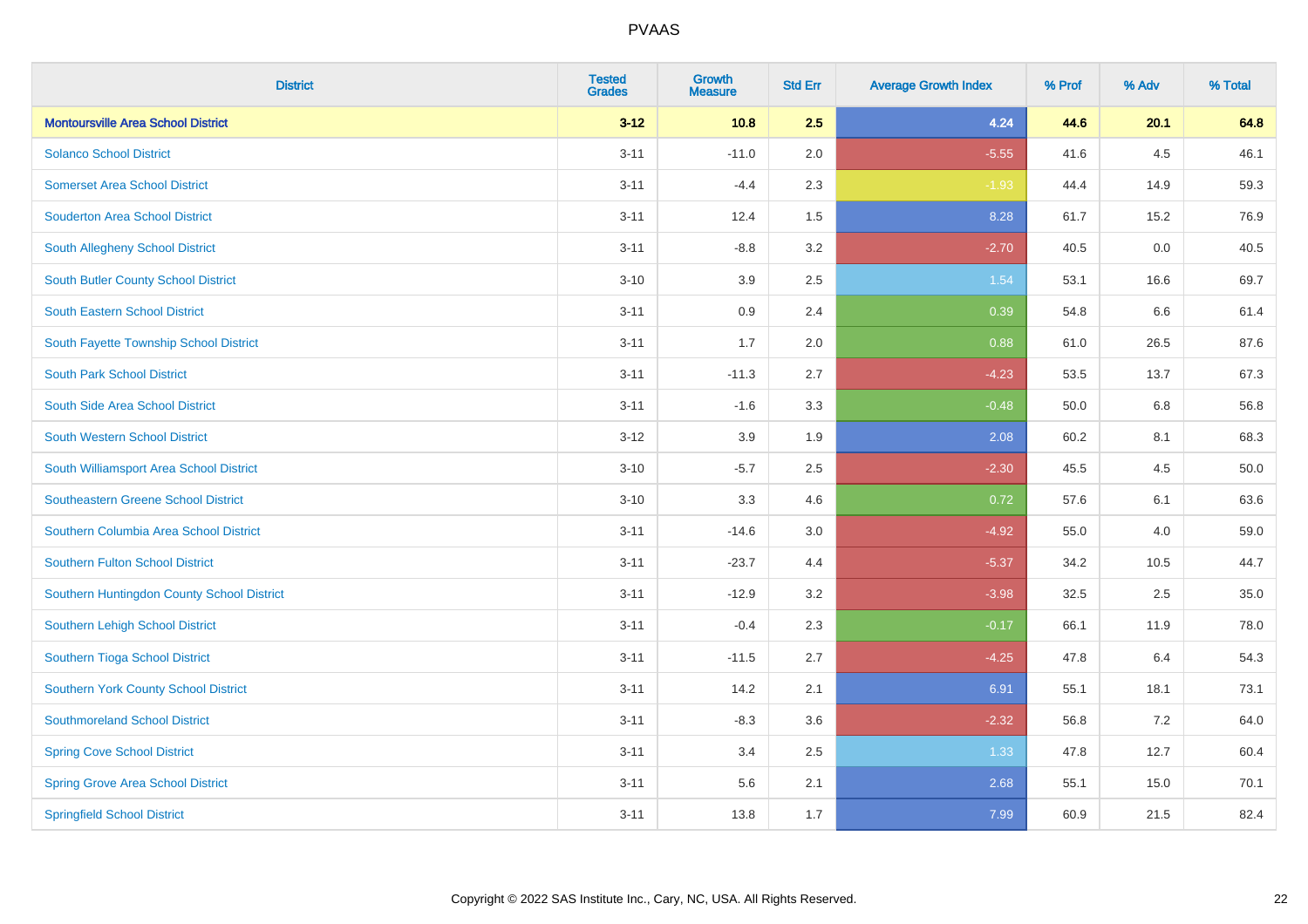# PVAAS

| District | Tested Grades | Growth Measure | Std Err | Average Growth Index | % Prof | % Adv | % Total |
|---|---|---|---|---|---|---|---|
| **Montoursville Area School District** | **3-12** | **10.8** | **2.5** | **4.24** | **44.6** | **20.1** | **64.8** |
| Solanco School District | 3-11 | -11.0 | 2.0 | -5.55 | 41.6 | 4.5 | 46.1 |
| Somerset Area School District | 3-11 | -4.4 | 2.3 | -1.93 | 44.4 | 14.9 | 59.3 |
| Souderton Area School District | 3-11 | 12.4 | 1.5 | 8.28 | 61.7 | 15.2 | 76.9 |
| South Allegheny School District | 3-11 | -8.8 | 3.2 | -2.70 | 40.5 | 0.0 | 40.5 |
| South Butler County School District | 3-10 | 3.9 | 2.5 | 1.54 | 53.1 | 16.6 | 69.7 |
| South Eastern School District | 3-11 | 0.9 | 2.4 | 0.39 | 54.8 | 6.6 | 61.4 |
| South Fayette Township School District | 3-11 | 1.7 | 2.0 | 0.88 | 61.0 | 26.5 | 87.6 |
| South Park School District | 3-11 | -11.3 | 2.7 | -4.23 | 53.5 | 13.7 | 67.3 |
| South Side Area School District | 3-11 | -1.6 | 3.3 | -0.48 | 50.0 | 6.8 | 56.8 |
| South Western School District | 3-12 | 3.9 | 1.9 | 2.08 | 60.2 | 8.1 | 68.3 |
| South Williamsport Area School District | 3-10 | -5.7 | 2.5 | -2.30 | 45.5 | 4.5 | 50.0 |
| Southeastern Greene School District | 3-10 | 3.3 | 4.6 | 0.72 | 57.6 | 6.1 | 63.6 |
| Southern Columbia Area School District | 3-11 | -14.6 | 3.0 | -4.92 | 55.0 | 4.0 | 59.0 |
| Southern Fulton School District | 3-11 | -23.7 | 4.4 | -5.37 | 34.2 | 10.5 | 44.7 |
| Southern Huntingdon County School District | 3-11 | -12.9 | 3.2 | -3.98 | 32.5 | 2.5 | 35.0 |
| Southern Lehigh School District | 3-11 | -0.4 | 2.3 | -0.17 | 66.1 | 11.9 | 78.0 |
| Southern Tioga School District | 3-11 | -11.5 | 2.7 | -4.25 | 47.8 | 6.4 | 54.3 |
| Southern York County School District | 3-11 | 14.2 | 2.1 | 6.91 | 55.1 | 18.1 | 73.1 |
| Southmoreland School District | 3-11 | -8.3 | 3.6 | -2.32 | 56.8 | 7.2 | 64.0 |
| Spring Cove School District | 3-11 | 3.4 | 2.5 | 1.33 | 47.8 | 12.7 | 60.4 |
| Spring Grove Area School District | 3-11 | 5.6 | 2.1 | 2.68 | 55.1 | 15.0 | 70.1 |
| Springfield School District | 3-11 | 13.8 | 1.7 | 7.99 | 60.9 | 21.5 | 82.4 |

Copyright © 2022 SAS Institute Inc., Cary, NC, USA. All Rights Reserved.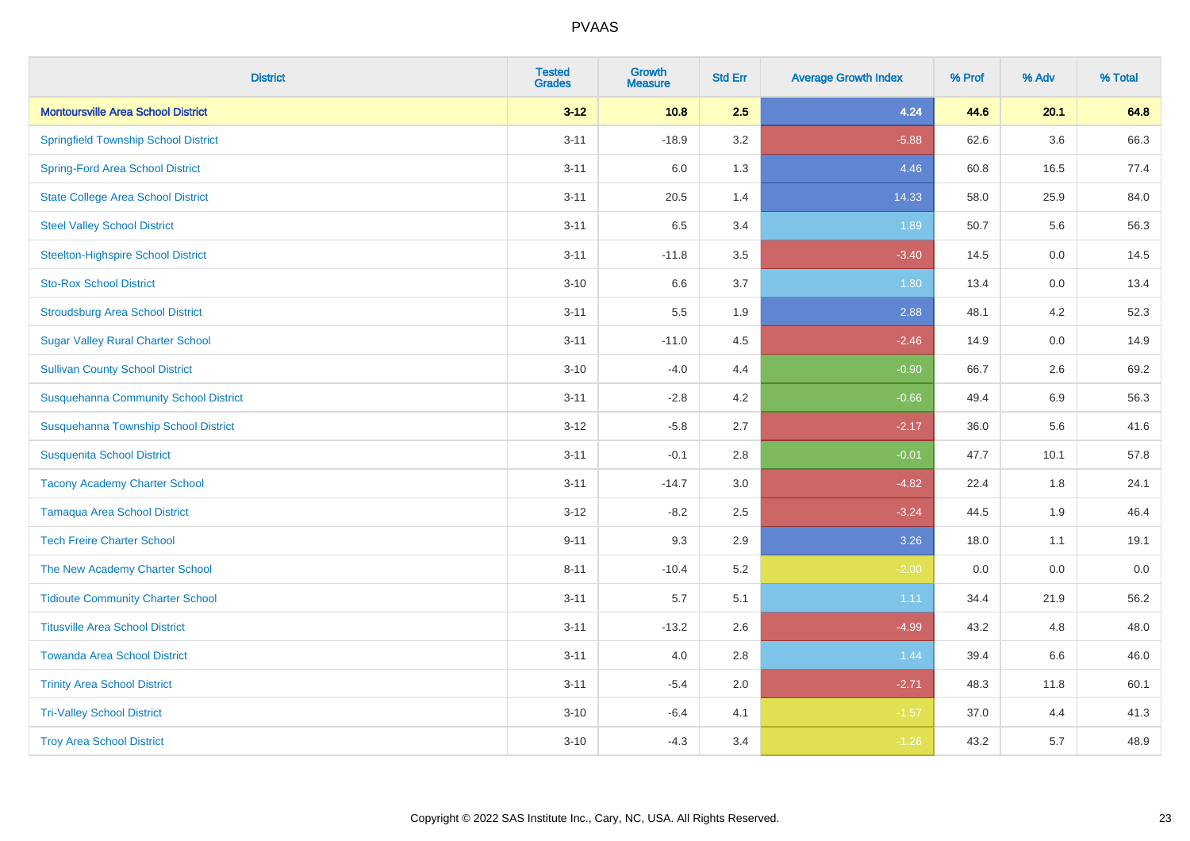# PVAAS

| District | Tested Grades | Growth Measure | Std Err | Average Growth Index | % Prof | % Adv | % Total |
|---|---|---|---|---|---|---|---|
| **Montoursville Area School District** | **3-12** | **10.8** | **2.5** | **4.24** | **44.6** | **20.1** | **64.8** |
| Springfield Township School District | 3-11 | -18.9 | 3.2 | -5.88 | 62.6 | 3.6 | 66.3 |
| Spring-Ford Area School District | 3-11 | 6.0 | 1.3 | 4.46 | 60.8 | 16.5 | 77.4 |
| State College Area School District | 3-11 | 20.5 | 1.4 | 14.33 | 58.0 | 25.9 | 84.0 |
| Steel Valley School District | 3-11 | 6.5 | 3.4 | 1.89 | 50.7 | 5.6 | 56.3 |
| Steelton-Highspire School District | 3-11 | -11.8 | 3.5 | -3.40 | 14.5 | 0.0 | 14.5 |
| Sto-Rox School District | 3-10 | 6.6 | 3.7 | 1.80 | 13.4 | 0.0 | 13.4 |
| Stroudsburg Area School District | 3-11 | 5.5 | 1.9 | 2.88 | 48.1 | 4.2 | 52.3 |
| Sugar Valley Rural Charter School | 3-11 | -11.0 | 4.5 | -2.46 | 14.9 | 0.0 | 14.9 |
| Sullivan County School District | 3-10 | -4.0 | 4.4 | -0.90 | 66.7 | 2.6 | 69.2 |
| Susquehanna Community School District | 3-11 | -2.8 | 4.2 | -0.66 | 49.4 | 6.9 | 56.3 |
| Susquehanna Township School District | 3-12 | -5.8 | 2.7 | -2.17 | 36.0 | 5.6 | 41.6 |
| Susquenita School District | 3-11 | -0.1 | 2.8 | -0.01 | 47.7 | 10.1 | 57.8 |
| Tacony Academy Charter School | 3-11 | -14.7 | 3.0 | -4.82 | 22.4 | 1.8 | 24.1 |
| Tamaqua Area School District | 3-12 | -8.2 | 2.5 | -3.24 | 44.5 | 1.9 | 46.4 |
| Tech Freire Charter School | 9-11 | 9.3 | 2.9 | 3.26 | 18.0 | 1.1 | 19.1 |
| The New Academy Charter School | 8-11 | -10.4 | 5.2 | -2.00 | 0.0 | 0.0 | 0.0 |
| Tidioute Community Charter School | 3-11 | 5.7 | 5.1 | 1.11 | 34.4 | 21.9 | 56.2 |
| Titusville Area School District | 3-11 | -13.2 | 2.6 | -4.99 | 43.2 | 4.8 | 48.0 |
| Towanda Area School District | 3-11 | 4.0 | 2.8 | 1.44 | 39.4 | 6.6 | 46.0 |
| Trinity Area School District | 3-11 | -5.4 | 2.0 | -2.71 | 48.3 | 11.8 | 60.1 |
| Tri-Valley School District | 3-10 | -6.4 | 4.1 | -1.57 | 37.0 | 4.4 | 41.3 |
| Troy Area School District | 3-10 | -4.3 | 3.4 | -1.26 | 43.2 | 5.7 | 48.9 |

Copyright © 2022 SAS Institute Inc., Cary, NC, USA. All Rights Reserved.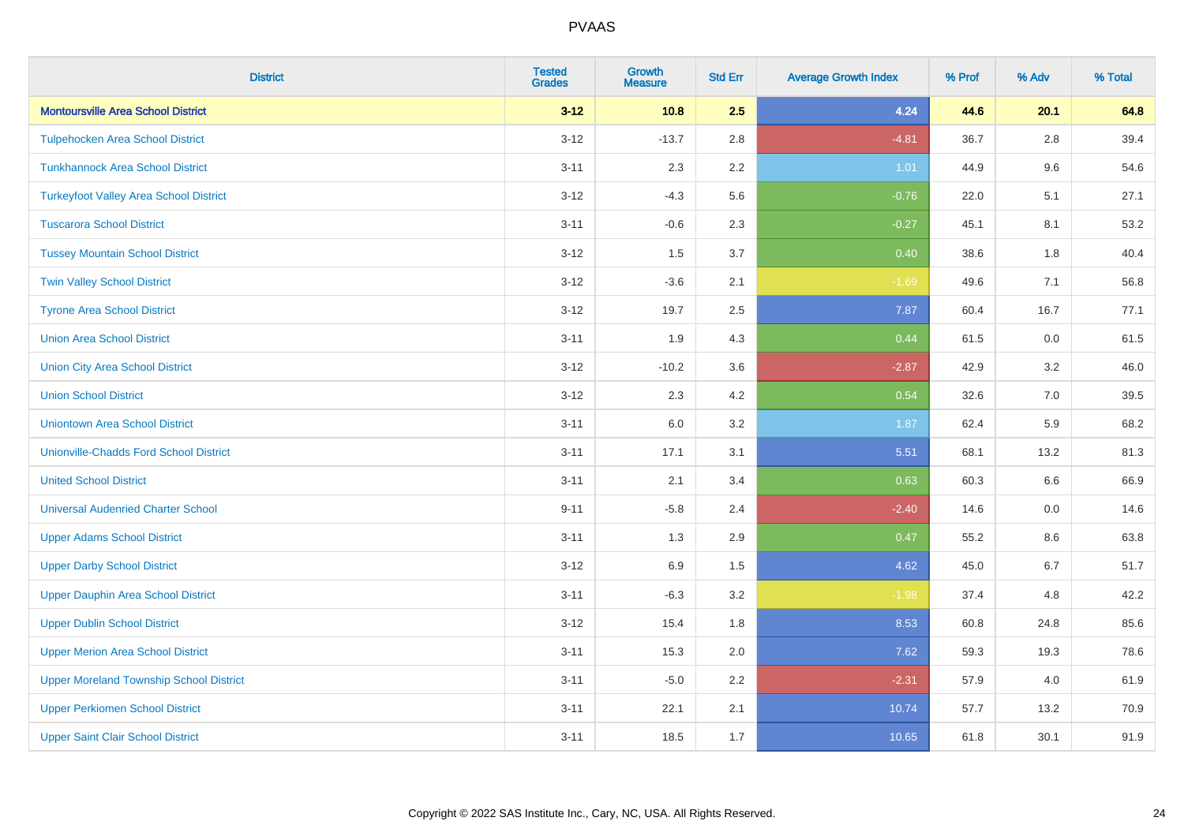| District | Tested Grades | Growth Measure | Std Err | Average Growth Index | % Prof | % Adv | % Total |
|---|---|---|---|---|---|---|---|
| **Montoursville Area School District** | **3-12** | **10.8** | **2.5** | **4.24** | **44.6** | **20.1** | **64.8** |
| Tulpehocken Area School District | 3-12 | -13.7 | 2.8 | -4.81 | 36.7 | 2.8 | 39.4 |
| Tunkhannock Area School District | 3-11 | 2.3 | 2.2 | 1.01 | 44.9 | 9.6 | 54.6 |
| Turkeyfoot Valley Area School District | 3-12 | -4.3 | 5.6 | -0.76 | 22.0 | 5.1 | 27.1 |
| Tuscarora School District | 3-11 | -0.6 | 2.3 | -0.27 | 45.1 | 8.1 | 53.2 |
| Tussey Mountain School District | 3-12 | 1.5 | 3.7 | 0.40 | 38.6 | 1.8 | 40.4 |
| Twin Valley School District | 3-12 | -3.6 | 2.1 | -1.69 | 49.6 | 7.1 | 56.8 |
| Tyrone Area School District | 3-12 | 19.7 | 2.5 | 7.87 | 60.4 | 16.7 | 77.1 |
| Union Area School District | 3-11 | 1.9 | 4.3 | 0.44 | 61.5 | 0.0 | 61.5 |
| Union City Area School District | 3-12 | -10.2 | 3.6 | -2.87 | 42.9 | 3.2 | 46.0 |
| Union School District | 3-12 | 2.3 | 4.2 | 0.54 | 32.6 | 7.0 | 39.5 |
| Uniontown Area School District | 3-11 | 6.0 | 3.2 | 1.87 | 62.4 | 5.9 | 68.2 |
| Unionville-Chadds Ford School District | 3-11 | 17.1 | 3.1 | 5.51 | 68.1 | 13.2 | 81.3 |
| United School District | 3-11 | 2.1 | 3.4 | 0.63 | 60.3 | 6.6 | 66.9 |
| Universal Audenried Charter School | 9-11 | -5.8 | 2.4 | -2.40 | 14.6 | 0.0 | 14.6 |
| Upper Adams School District | 3-11 | 1.3 | 2.9 | 0.47 | 55.2 | 8.6 | 63.8 |
| Upper Darby School District | 3-12 | 6.9 | 1.5 | 4.62 | 45.0 | 6.7 | 51.7 |
| Upper Dauphin Area School District | 3-11 | -6.3 | 3.2 | -1.98 | 37.4 | 4.8 | 42.2 |
| Upper Dublin School District | 3-12 | 15.4 | 1.8 | 8.53 | 60.8 | 24.8 | 85.6 |
| Upper Merion Area School District | 3-11 | 15.3 | 2.0 | 7.62 | 59.3 | 19.3 | 78.6 |
| Upper Moreland Township School District | 3-11 | -5.0 | 2.2 | -2.31 | 57.9 | 4.0 | 61.9 |
| Upper Perkiomen School District | 3-11 | 22.1 | 2.1 | 10.74 | 57.7 | 13.2 | 70.9 |
| Upper Saint Clair School District | 3-11 | 18.5 | 1.7 | 10.65 | 61.8 | 30.1 | 91.9 |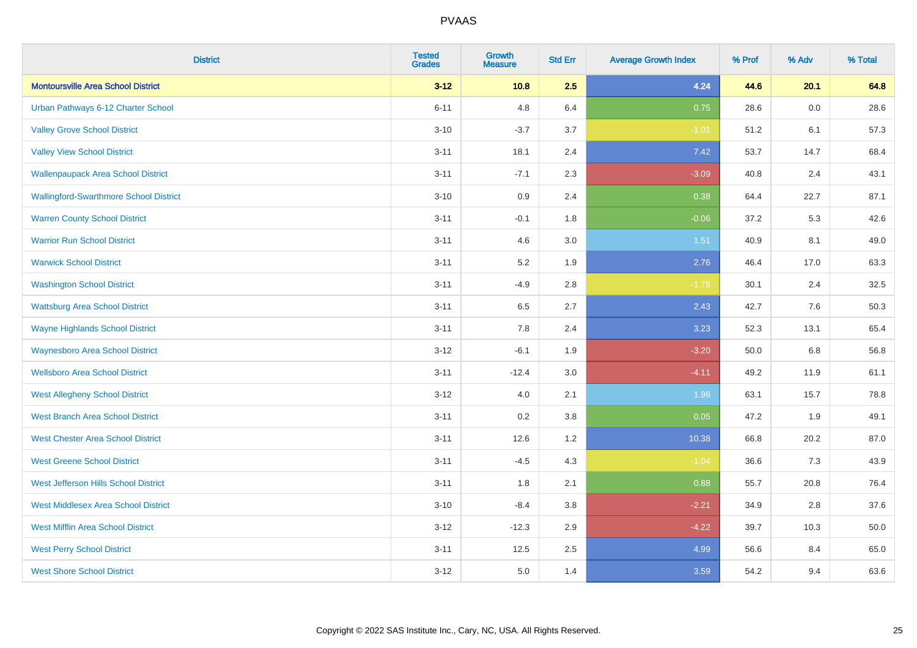# PVAAS

| District | Tested Grades | Growth Measure | Std Err | Average Growth Index | % Prof | % Adv | % Total |
|---|---|---|---|---|---|---|---|
| **Montoursville Area School District** | **3-12** | **10.8** | **2.5** | **4.24** | **44.6** | **20.1** | **64.8** |
| Urban Pathways 6-12 Charter School | 6-11 | 4.8 | 6.4 | 0.75 | 28.6 | 0.0 | 28.6 |
| Valley Grove School District | 3-10 | -3.7 | 3.7 | -1.01 | 51.2 | 6.1 | 57.3 |
| Valley View School District | 3-11 | 18.1 | 2.4 | 7.42 | 53.7 | 14.7 | 68.4 |
| Wallenpaupack Area School District | 3-11 | -7.1 | 2.3 | -3.09 | 40.8 | 2.4 | 43.1 |
| Wallingford-Swarthmore School District | 3-10 | 0.9 | 2.4 | 0.38 | 64.4 | 22.7 | 87.1 |
| Warren County School District | 3-11 | -0.1 | 1.8 | -0.06 | 37.2 | 5.3 | 42.6 |
| Warrior Run School District | 3-11 | 4.6 | 3.0 | 1.51 | 40.9 | 8.1 | 49.0 |
| Warwick School District | 3-11 | 5.2 | 1.9 | 2.76 | 46.4 | 17.0 | 63.3 |
| Washington School District | 3-11 | -4.9 | 2.8 | -1.76 | 30.1 | 2.4 | 32.5 |
| Wattsburg Area School District | 3-11 | 6.5 | 2.7 | 2.43 | 42.7 | 7.6 | 50.3 |
| Wayne Highlands School District | 3-11 | 7.8 | 2.4 | 3.23 | 52.3 | 13.1 | 65.4 |
| Waynesboro Area School District | 3-12 | -6.1 | 1.9 | -3.20 | 50.0 | 6.8 | 56.8 |
| Wellsboro Area School District | 3-11 | -12.4 | 3.0 | -4.11 | 49.2 | 11.9 | 61.1 |
| West Allegheny School District | 3-12 | 4.0 | 2.1 | 1.96 | 63.1 | 15.7 | 78.8 |
| West Branch Area School District | 3-11 | 0.2 | 3.8 | 0.05 | 47.2 | 1.9 | 49.1 |
| West Chester Area School District | 3-11 | 12.6 | 1.2 | 10.38 | 66.8 | 20.2 | 87.0 |
| West Greene School District | 3-11 | -4.5 | 4.3 | -1.04 | 36.6 | 7.3 | 43.9 |
| West Jefferson Hills School District | 3-11 | 1.8 | 2.1 | 0.88 | 55.7 | 20.8 | 76.4 |
| West Middlesex Area School District | 3-10 | -8.4 | 3.8 | -2.21 | 34.9 | 2.8 | 37.6 |
| West Mifflin Area School District | 3-12 | -12.3 | 2.9 | -4.22 | 39.7 | 10.3 | 50.0 |
| West Perry School District | 3-11 | 12.5 | 2.5 | 4.99 | 56.6 | 8.4 | 65.0 |
| West Shore School District | 3-12 | 5.0 | 1.4 | 3.59 | 54.2 | 9.4 | 63.6 |

Copyright © 2022 SAS Institute Inc., Cary, NC, USA. All Rights Reserved.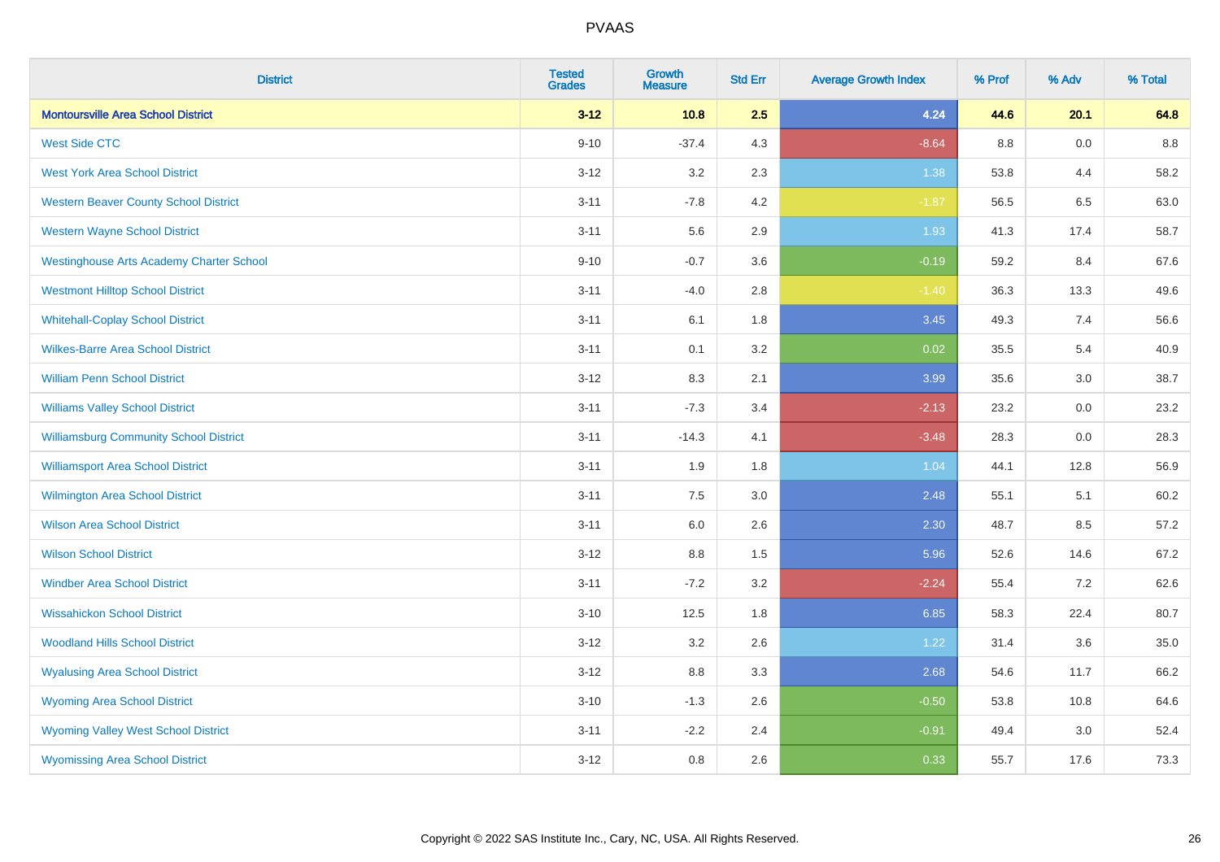| District | Tested Grades | Growth Measure | Std Err | Average Growth Index | % Prof | % Adv | % Total |
|---|---|---|---|---|---|---|---|
| **Montoursville Area School District** | **3-12** | **10.8** | **2.5** | **4.24** | **44.6** | **20.1** | **64.8** |
| West Side CTC | 9-10 | -37.4 | 4.3 | -8.64 | 8.8 | 0.0 | 8.8 |
| West York Area School District | 3-12 | 3.2 | 2.3 | 1.38 | 53.8 | 4.4 | 58.2 |
| Western Beaver County School District | 3-11 | -7.8 | 4.2 | -1.87 | 56.5 | 6.5 | 63.0 |
| Western Wayne School District | 3-11 | 5.6 | 2.9 | 1.93 | 41.3 | 17.4 | 58.7 |
| Westinghouse Arts Academy Charter School | 9-10 | -0.7 | 3.6 | -0.19 | 59.2 | 8.4 | 67.6 |
| Westmont Hilltop School District | 3-11 | -4.0 | 2.8 | -1.40 | 36.3 | 13.3 | 49.6 |
| Whitehall-Coplay School District | 3-11 | 6.1 | 1.8 | 3.45 | 49.3 | 7.4 | 56.6 |
| Wilkes-Barre Area School District | 3-11 | 0.1 | 3.2 | 0.02 | 35.5 | 5.4 | 40.9 |
| William Penn School District | 3-12 | 8.3 | 2.1 | 3.99 | 35.6 | 3.0 | 38.7 |
| Williams Valley School District | 3-11 | -7.3 | 3.4 | -2.13 | 23.2 | 0.0 | 23.2 |
| Williamsburg Community School District | 3-11 | -14.3 | 4.1 | -3.48 | 28.3 | 0.0 | 28.3 |
| Williamsport Area School District | 3-11 | 1.9 | 1.8 | 1.04 | 44.1 | 12.8 | 56.9 |
| Wilmington Area School District | 3-11 | 7.5 | 3.0 | 2.48 | 55.1 | 5.1 | 60.2 |
| Wilson Area School District | 3-11 | 6.0 | 2.6 | 2.30 | 48.7 | 8.5 | 57.2 |
| Wilson School District | 3-12 | 8.8 | 1.5 | 5.96 | 52.6 | 14.6 | 67.2 |
| Windber Area School District | 3-11 | -7.2 | 3.2 | -2.24 | 55.4 | 7.2 | 62.6 |
| Wissahickon School District | 3-10 | 12.5 | 1.8 | 6.85 | 58.3 | 22.4 | 80.7 |
| Woodland Hills School District | 3-12 | 3.2 | 2.6 | 1.22 | 31.4 | 3.6 | 35.0 |
| Wyalusing Area School District | 3-12 | 8.8 | 3.3 | 2.68 | 54.6 | 11.7 | 66.2 |
| Wyoming Area School District | 3-10 | -1.3 | 2.6 | -0.50 | 53.8 | 10.8 | 64.6 |
| Wyoming Valley West School District | 3-11 | -2.2 | 2.4 | -0.91 | 49.4 | 3.0 | 52.4 |
| Wyomissing Area School District | 3-12 | 0.8 | 2.6 | 0.33 | 55.7 | 17.6 | 73.3 |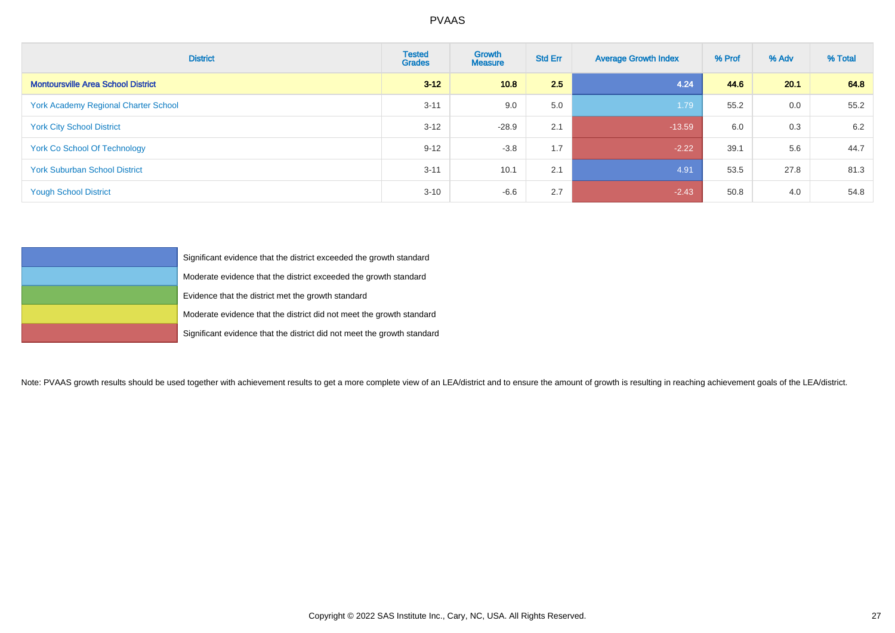PVAAS

| District | Tested Grades | Growth Measure | Std Err | Average Growth Index | % Prof | % Adv | % Total |
|---|---|---|---|---|---|---|---|
| **Montoursville Area School District** | **3-12** | **10.8** | **2.5** | **4.24** | **44.6** | **20.1** | **64.8** |
| York Academy Regional Charter School | 3-11 | 9.0 | 5.0 | 1.79 | 55.2 | 0.0 | 55.2 |
| York City School District | 3-12 | -28.9 | 2.1 | -13.59 | 6.0 | 0.3 | 6.2 |
| York Co School Of Technology | 9-12 | -3.8 | 1.7 | -2.22 | 39.1 | 5.6 | 44.7 |
| York Suburban School District | 3-11 | 10.1 | 2.1 | 4.91 | 53.5 | 27.8 | 81.3 |
| Yough School District | 3-10 | -6.6 | 2.7 | -2.43 | 50.8 | 4.0 | 54.8 |

Significant evidence that the district exceeded the growth standard

Moderate evidence that the district exceeded the growth standard

Evidence that the district met the growth standard

Moderate evidence that the district did not meet the growth standard

Significant evidence that the district did not meet the growth standard

Note: PVAAS growth results should be used together with achievement results to get a more complete view of an LEA/district and to ensure the amount of growth is resulting in reaching achievement goals of the LEA/district.

Copyright © 2022 SAS Institute Inc., Cary, NC, USA. All Rights Reserved.